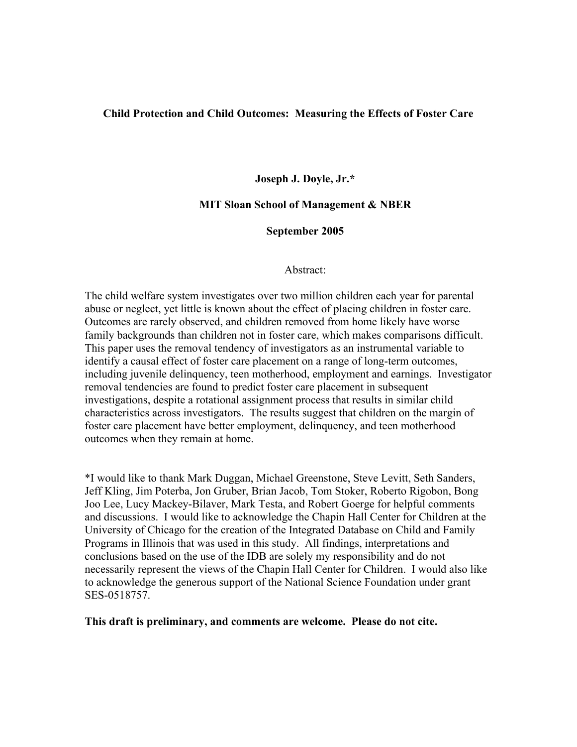# Child Protection and Child Outcomes: Measuring the Effects of Foster Care

**Joseph J. Doyle, Jr.***

**MIT Sloan School of Management & NBER**

**September 2005**

Abstract:

The child welfare system investigates over two million children each year for parental abuse or neglect, yet little is known about the effect of placing children in foster care. Outcomes are rarely observed, and children removed from home likely have worse family backgrounds than children not in foster care, which makes comparisons difficult. This paper uses the removal tendency of investigators as an instrumental variable to identify a causal effect of foster care placement on a range of long-term outcomes, including juvenile delinquency, teen motherhood, employment and earnings. Investigator removal tendencies are found to predict foster care placement in subsequent investigations, despite a rotational assignment process that results in similar child characteristics across investigators. The results suggest that children on the margin of foster care placement have better employment, delinquency, and teen motherhood outcomes when they remain at home.

*I would like to thank Mark Duggan, Michael Greenstone, Steve Levitt, Seth Sanders, Jeff Kling, Jim Poterba, Jon Gruber, Brian Jacob, Tom Stoker, Roberto Rigobon, Bong Joo Lee, Lucy Mackey-Bilaver, Mark Testa, and Robert Goerge for helpful comments and discussions. I would like to acknowledge the Chapin Hall Center for Children at the University of Chicago for the creation of the Integrated Database on Child and Family Programs in Illinois that was used in this study. All findings, interpretations and conclusions based on the use of the IDB are solely my responsibility and do not necessarily represent the views of the Chapin Hall Center for Children. I would also like to acknowledge the generous support of the National Science Foundation under grant SES-0518757.

**This draft is preliminary, and comments are welcome. Please do not cite.**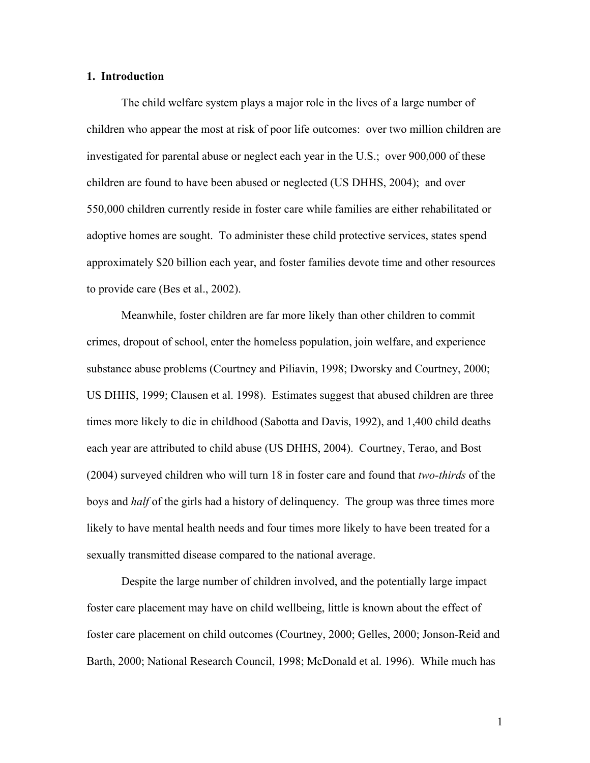## 1. Introduction

The child welfare system plays a major role in the lives of a large number of children who appear the most at risk of poor life outcomes: over two million children are investigated for parental abuse or neglect each year in the U.S.; over 900,000 of these children are found to have been abused or neglected (US DHHS, 2004); and over 550,000 children currently reside in foster care while families are either rehabilitated or adoptive homes are sought. To administer these child protective services, states spend approximately $20 billion each year, and foster families devote time and other resources to provide care (Bes et al., 2002).

Meanwhile, foster children are far more likely than other children to commit crimes, dropout of school, enter the homeless population, join welfare, and experience substance abuse problems (Courtney and Piliavin, 1998; Dworsky and Courtney, 2000; US DHHS, 1999; Clausen et al. 1998). Estimates suggest that abused children are three times more likely to die in childhood (Sabotta and Davis, 1992), and 1,400 child deaths each year are attributed to child abuse (US DHHS, 2004). Courtney, Terao, and Bost (2004) surveyed children who will turn 18 in foster care and found that *two-thirds* of the boys and *half* of the girls had a history of delinquency. The group was three times more likely to have mental health needs and four times more likely to have been treated for a sexually transmitted disease compared to the national average.

Despite the large number of children involved, and the potentially large impact foster care placement may have on child wellbeing, little is known about the effect of foster care placement on child outcomes (Courtney, 2000; Gelles, 2000; Jonson-Reid and Barth, 2000; National Research Council, 1998; McDonald et al. 1996). While much has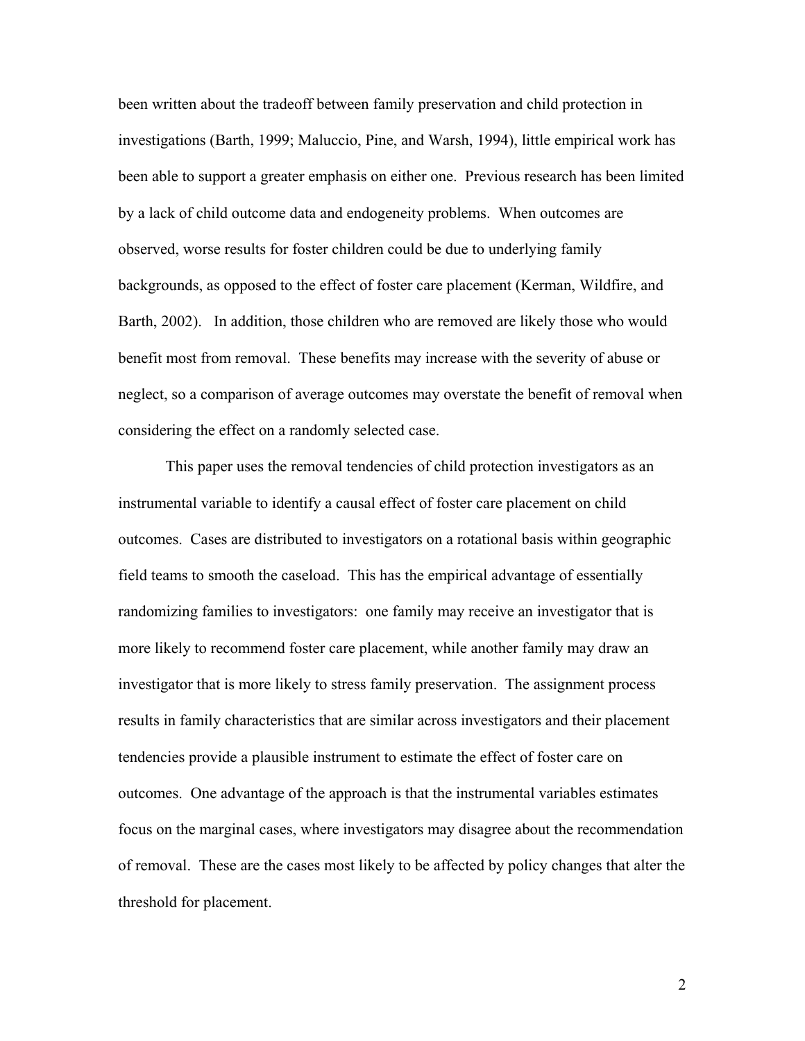been written about the tradeoff between family preservation and child protection in investigations (Barth, 1999; Maluccio, Pine, and Warsh, 1994), little empirical work has been able to support a greater emphasis on either one. Previous research has been limited by a lack of child outcome data and endogeneity problems. When outcomes are observed, worse results for foster children could be due to underlying family backgrounds, as opposed to the effect of foster care placement (Kerman, Wildfire, and Barth, 2002). In addition, those children who are removed are likely those who would benefit most from removal. These benefits may increase with the severity of abuse or neglect, so a comparison of average outcomes may overstate the benefit of removal when considering the effect on a randomly selected case.

This paper uses the removal tendencies of child protection investigators as an instrumental variable to identify a causal effect of foster care placement on child outcomes. Cases are distributed to investigators on a rotational basis within geographic field teams to smooth the caseload. This has the empirical advantage of essentially randomizing families to investigators: one family may receive an investigator that is more likely to recommend foster care placement, while another family may draw an investigator that is more likely to stress family preservation. The assignment process results in family characteristics that are similar across investigators and their placement tendencies provide a plausible instrument to estimate the effect of foster care on outcomes. One advantage of the approach is that the instrumental variables estimates focus on the marginal cases, where investigators may disagree about the recommendation of removal. These are the cases most likely to be affected by policy changes that alter the threshold for placement.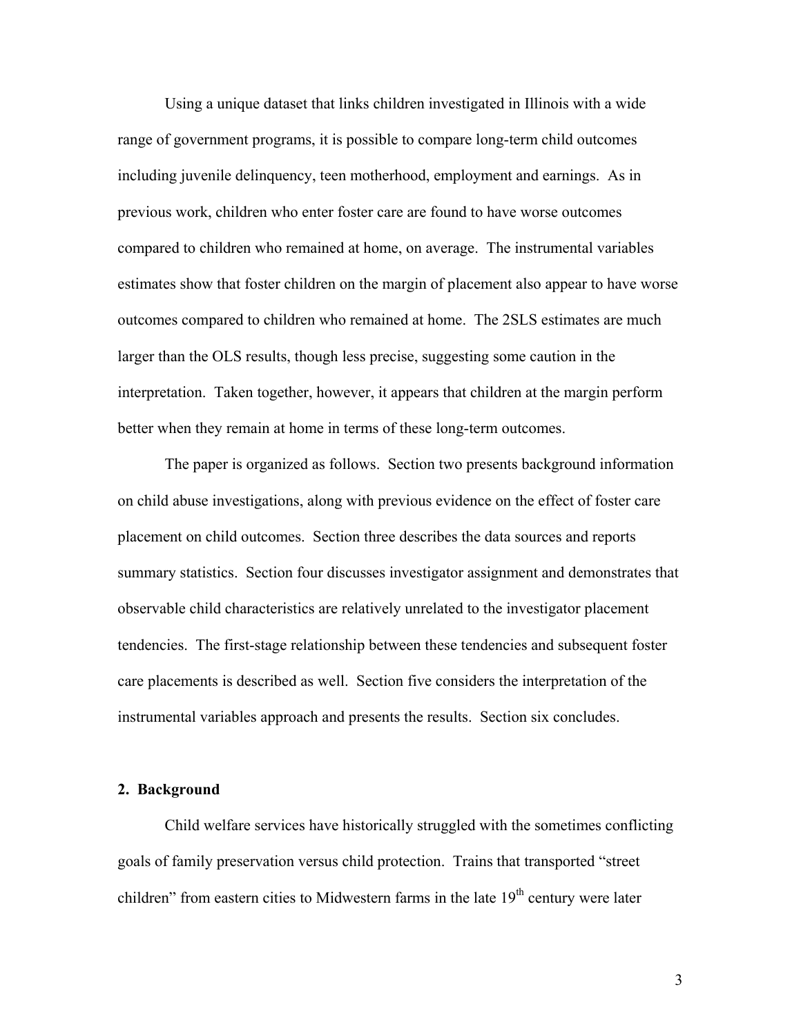Using a unique dataset that links children investigated in Illinois with a wide range of government programs, it is possible to compare long-term child outcomes including juvenile delinquency, teen motherhood, employment and earnings. As in previous work, children who enter foster care are found to have worse outcomes compared to children who remained at home, on average. The instrumental variables estimates show that foster children on the margin of placement also appear to have worse outcomes compared to children who remained at home. The 2SLS estimates are much larger than the OLS results, though less precise, suggesting some caution in the interpretation. Taken together, however, it appears that children at the margin perform better when they remain at home in terms of these long-term outcomes.

The paper is organized as follows. Section two presents background information on child abuse investigations, along with previous evidence on the effect of foster care placement on child outcomes. Section three describes the data sources and reports summary statistics. Section four discusses investigator assignment and demonstrates that observable child characteristics are relatively unrelated to the investigator placement tendencies. The first-stage relationship between these tendencies and subsequent foster care placements is described as well. Section five considers the interpretation of the instrumental variables approach and presents the results. Section six concludes.

## 2. Background

Child welfare services have historically struggled with the sometimes conflicting goals of family preservation versus child protection. Trains that transported "street children" from eastern cities to Midwestern farms in the late 19th century were later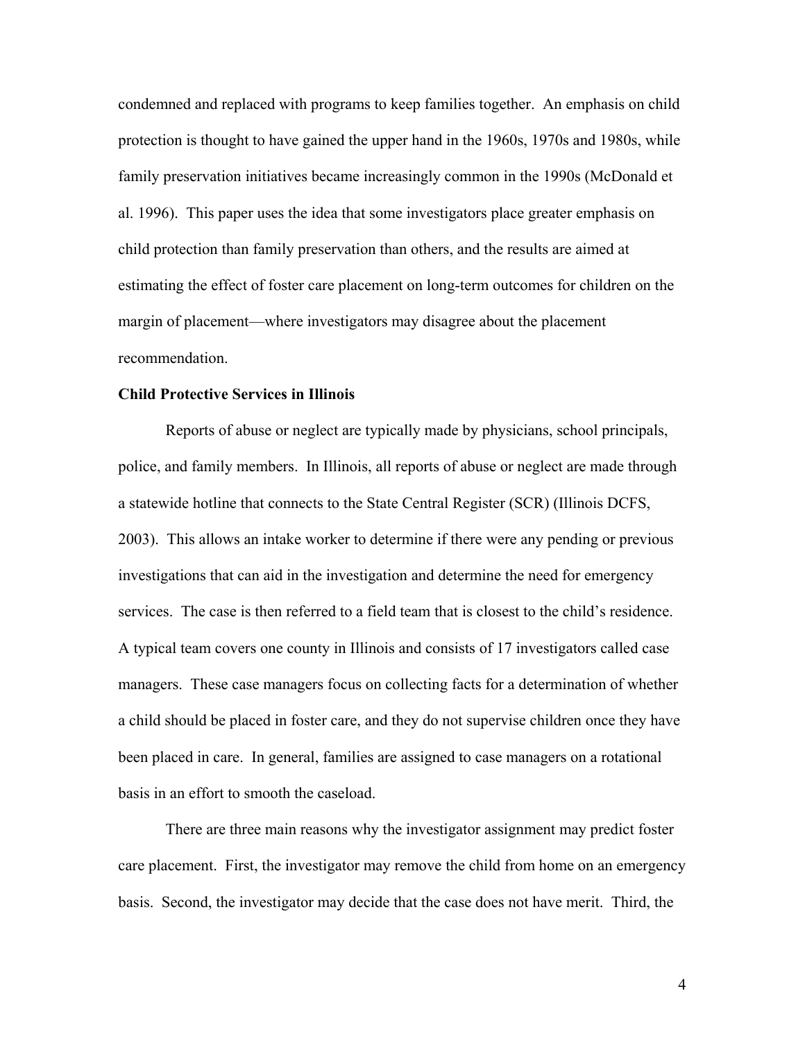condemned and replaced with programs to keep families together. An emphasis on child protection is thought to have gained the upper hand in the 1960s, 1970s and 1980s, while family preservation initiatives became increasingly common in the 1990s (McDonald et al. 1996). This paper uses the idea that some investigators place greater emphasis on child protection than family preservation than others, and the results are aimed at estimating the effect of foster care placement on long-term outcomes for children on the margin of placement—where investigators may disagree about the placement recommendation.

**Child Protective Services in Illinois**

Reports of abuse or neglect are typically made by physicians, school principals, police, and family members. In Illinois, all reports of abuse or neglect are made through a statewide hotline that connects to the State Central Register (SCR) (Illinois DCFS, 2003). This allows an intake worker to determine if there were any pending or previous investigations that can aid in the investigation and determine the need for emergency services. The case is then referred to a field team that is closest to the child's residence. A typical team covers one county in Illinois and consists of 17 investigators called case managers. These case managers focus on collecting facts for a determination of whether a child should be placed in foster care, and they do not supervise children once they have been placed in care. In general, families are assigned to case managers on a rotational basis in an effort to smooth the caseload.

There are three main reasons why the investigator assignment may predict foster care placement. First, the investigator may remove the child from home on an emergency basis. Second, the investigator may decide that the case does not have merit. Third, the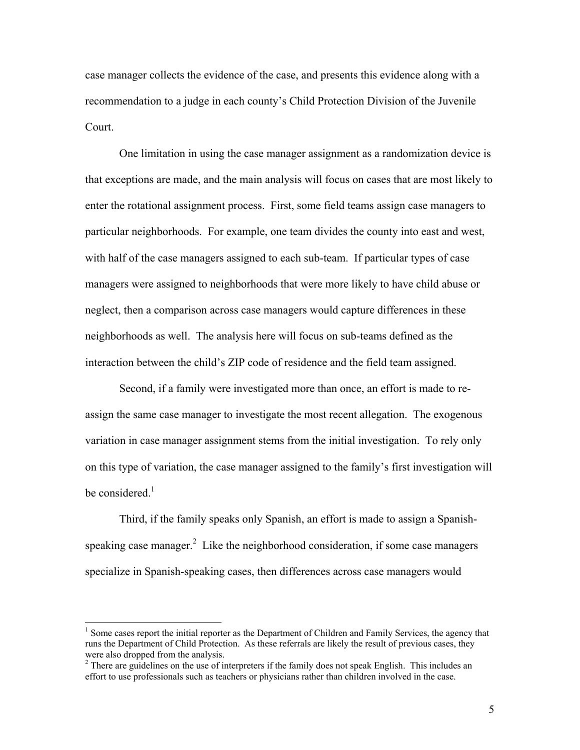case manager collects the evidence of the case, and presents this evidence along with a recommendation to a judge in each county's Child Protection Division of the Juvenile Court.

One limitation in using the case manager assignment as a randomization device is that exceptions are made, and the main analysis will focus on cases that are most likely to enter the rotational assignment process. First, some field teams assign case managers to particular neighborhoods. For example, one team divides the county into east and west, with half of the case managers assigned to each sub-team. If particular types of case managers were assigned to neighborhoods that were more likely to have child abuse or neglect, then a comparison across case managers would capture differences in these neighborhoods as well. The analysis here will focus on sub-teams defined as the interaction between the child's ZIP code of residence and the field team assigned.

Second, if a family were investigated more than once, an effort is made to re-assign the same case manager to investigate the most recent allegation. The exogenous variation in case manager assignment stems from the initial investigation. To rely only on this type of variation, the case manager assigned to the family's first investigation will be considered.[1]

Third, if the family speaks only Spanish, an effort is made to assign a Spanish-speaking case manager.[2] Like the neighborhood consideration, if some case managers specialize in Spanish-speaking cases, then differences across case managers would

---

[1] Some cases report the initial reporter as the Department of Children and Family Services, the agency that runs the Department of Child Protection. As these referrals are likely the result of previous cases, they were also dropped from the analysis.

[2] There are guidelines on the use of interpreters if the family does not speak English. This includes an effort to use professionals such as teachers or physicians rather than children involved in the case.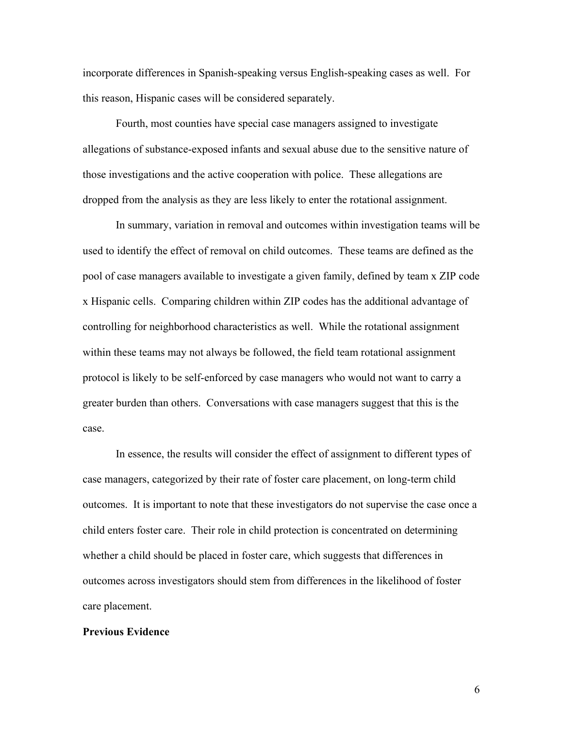incorporate differences in Spanish-speaking versus English-speaking cases as well. For this reason, Hispanic cases will be considered separately.

Fourth, most counties have special case managers assigned to investigate allegations of substance-exposed infants and sexual abuse due to the sensitive nature of those investigations and the active cooperation with police. These allegations are dropped from the analysis as they are less likely to enter the rotational assignment.

In summary, variation in removal and outcomes within investigation teams will be used to identify the effect of removal on child outcomes. These teams are defined as the pool of case managers available to investigate a given family, defined by team x ZIP code x Hispanic cells. Comparing children within ZIP codes has the additional advantage of controlling for neighborhood characteristics as well. While the rotational assignment within these teams may not always be followed, the field team rotational assignment protocol is likely to be self-enforced by case managers who would not want to carry a greater burden than others. Conversations with case managers suggest that this is the case.

In essence, the results will consider the effect of assignment to different types of case managers, categorized by their rate of foster care placement, on long-term child outcomes. It is important to note that these investigators do not supervise the case once a child enters foster care. Their role in child protection is concentrated on determining whether a child should be placed in foster care, which suggests that differences in outcomes across investigators should stem from differences in the likelihood of foster care placement.

**Previous Evidence**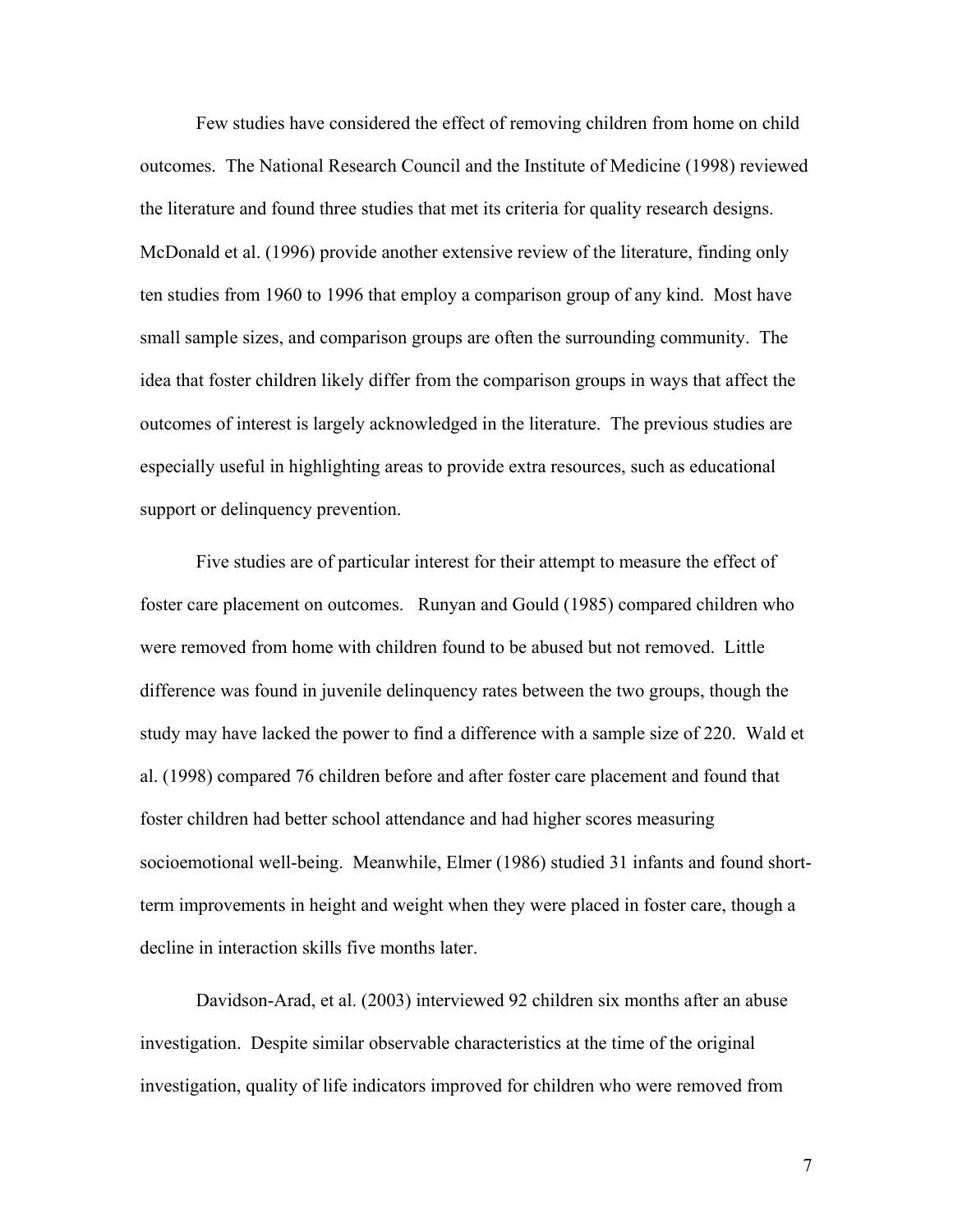Few studies have considered the effect of removing children from home on child outcomes. The National Research Council and the Institute of Medicine (1998) reviewed the literature and found three studies that met its criteria for quality research designs. McDonald et al. (1996) provide another extensive review of the literature, finding only ten studies from 1960 to 1996 that employ a comparison group of any kind. Most have small sample sizes, and comparison groups are often the surrounding community. The idea that foster children likely differ from the comparison groups in ways that affect the outcomes of interest is largely acknowledged in the literature. The previous studies are especially useful in highlighting areas to provide extra resources, such as educational support or delinquency prevention.

Five studies are of particular interest for their attempt to measure the effect of foster care placement on outcomes. Runyan and Gould (1985) compared children who were removed from home with children found to be abused but not removed. Little difference was found in juvenile delinquency rates between the two groups, though the study may have lacked the power to find a difference with a sample size of 220. Wald et al. (1998) compared 76 children before and after foster care placement and found that foster children had better school attendance and had higher scores measuring socioemotional well-being. Meanwhile, Elmer (1986) studied 31 infants and found short-term improvements in height and weight when they were placed in foster care, though a decline in interaction skills five months later.

Davidson-Arad, et al. (2003) interviewed 92 children six months after an abuse investigation. Despite similar observable characteristics at the time of the original investigation, quality of life indicators improved for children who were removed from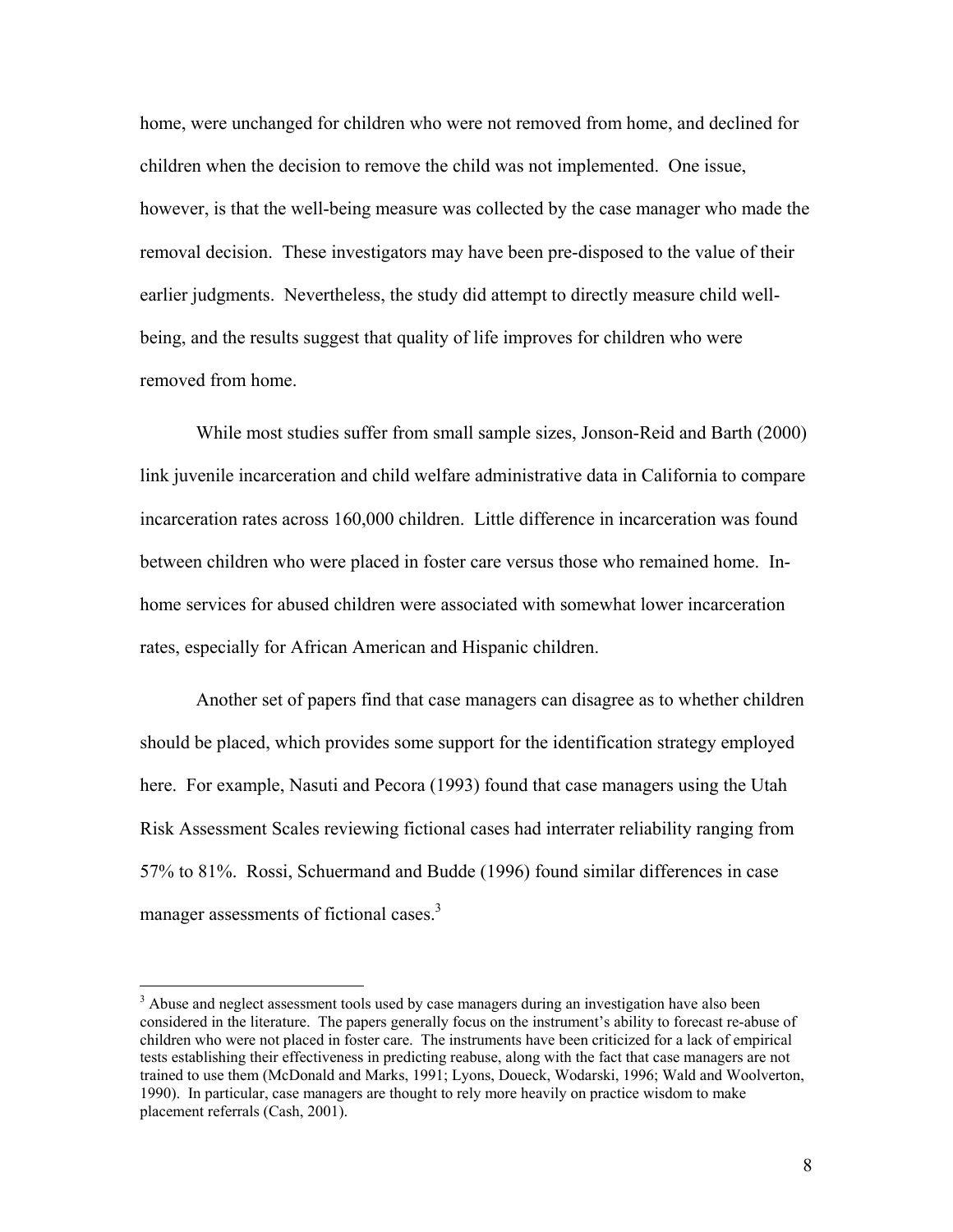home, were unchanged for children who were not removed from home, and declined for children when the decision to remove the child was not implemented. One issue, however, is that the well-being measure was collected by the case manager who made the removal decision. These investigators may have been pre-disposed to the value of their earlier judgments. Nevertheless, the study did attempt to directly measure child well-being, and the results suggest that quality of life improves for children who were removed from home.

While most studies suffer from small sample sizes, Jonson-Reid and Barth (2000) link juvenile incarceration and child welfare administrative data in California to compare incarceration rates across 160,000 children. Little difference in incarceration was found between children who were placed in foster care versus those who remained home. In-home services for abused children were associated with somewhat lower incarceration rates, especially for African American and Hispanic children.

Another set of papers find that case managers can disagree as to whether children should be placed, which provides some support for the identification strategy employed here. For example, Nasuti and Pecora (1993) found that case managers using the Utah Risk Assessment Scales reviewing fictional cases had interrater reliability ranging from 57% to 81%. Rossi, Schuermand and Budde (1996) found similar differences in case manager assessments of fictional cases.[3]

---

[3] Abuse and neglect assessment tools used by case managers during an investigation have also been considered in the literature. The papers generally focus on the instrument's ability to forecast re-abuse of children who were not placed in foster care. The instruments have been criticized for a lack of empirical tests establishing their effectiveness in predicting reabuse, along with the fact that case managers are not trained to use them (McDonald and Marks, 1991; Lyons, Doueck, Wodarski, 1996; Wald and Woolverton, 1990). In particular, case managers are thought to rely more heavily on practice wisdom to make placement referrals (Cash, 2001).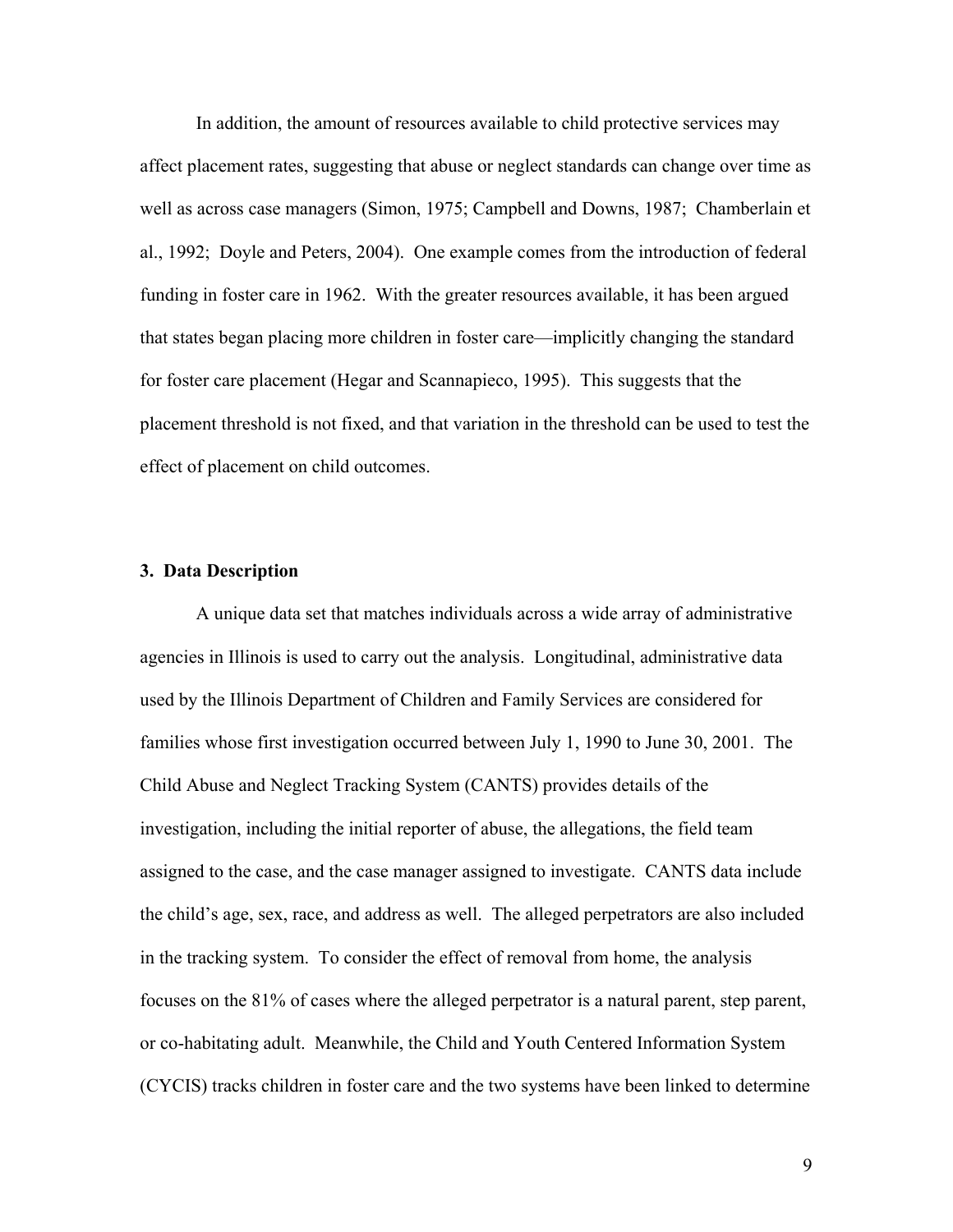In addition, the amount of resources available to child protective services may affect placement rates, suggesting that abuse or neglect standards can change over time as well as across case managers (Simon, 1975; Campbell and Downs, 1987; Chamberlain et al., 1992; Doyle and Peters, 2004). One example comes from the introduction of federal funding in foster care in 1962. With the greater resources available, it has been argued that states began placing more children in foster care—implicitly changing the standard for foster care placement (Hegar and Scannapieco, 1995). This suggests that the placement threshold is not fixed, and that variation in the threshold can be used to test the effect of placement on child outcomes.

### 3. Data Description

A unique data set that matches individuals across a wide array of administrative agencies in Illinois is used to carry out the analysis. Longitudinal, administrative data used by the Illinois Department of Children and Family Services are considered for families whose first investigation occurred between July 1, 1990 to June 30, 2001. The Child Abuse and Neglect Tracking System (CANTS) provides details of the investigation, including the initial reporter of abuse, the allegations, the field team assigned to the case, and the case manager assigned to investigate. CANTS data include the child's age, sex, race, and address as well. The alleged perpetrators are also included in the tracking system. To consider the effect of removal from home, the analysis focuses on the 81% of cases where the alleged perpetrator is a natural parent, step parent, or co-habitating adult. Meanwhile, the Child and Youth Centered Information System (CYCIS) tracks children in foster care and the two systems have been linked to determine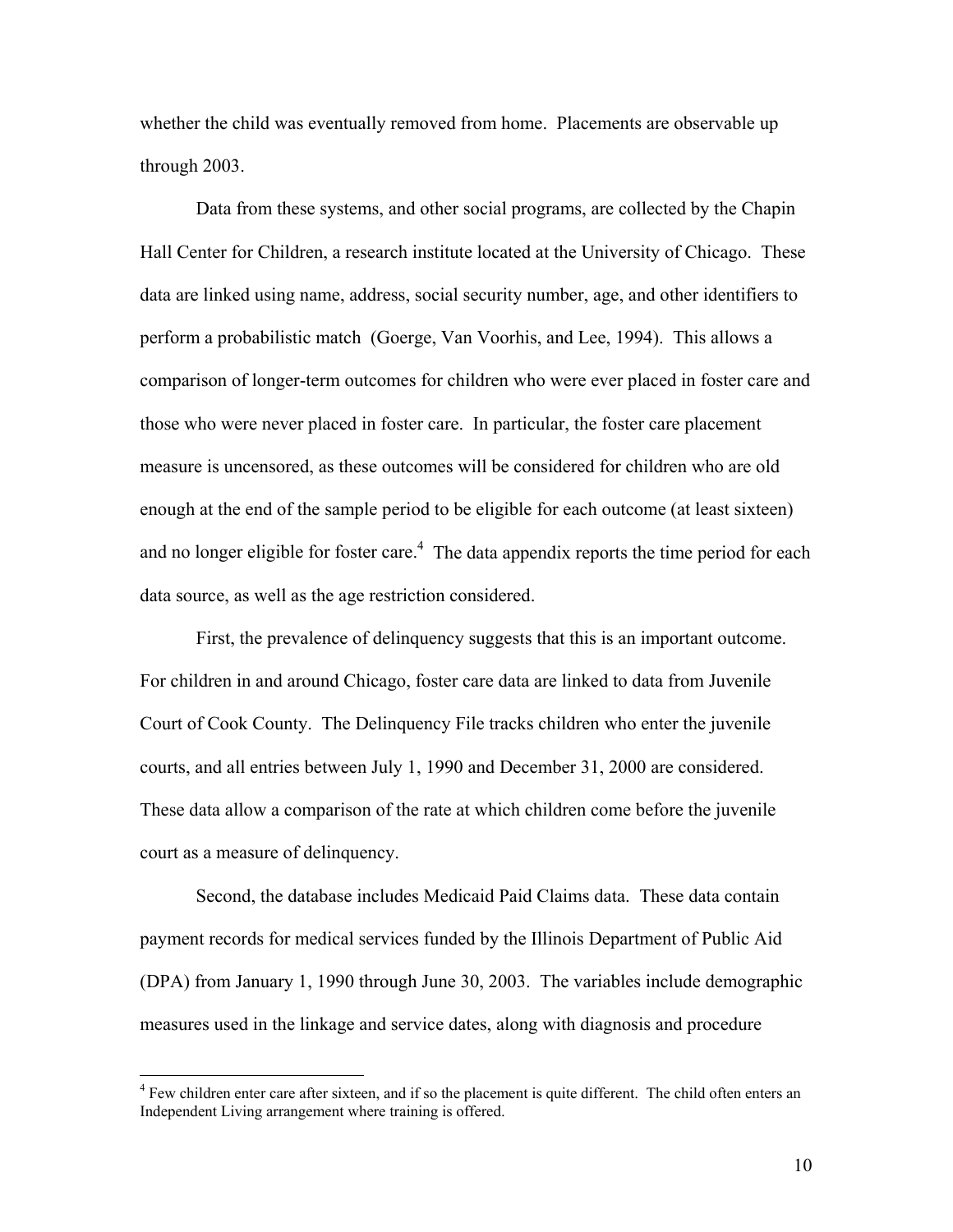whether the child was eventually removed from home. Placements are observable up through 2003.

Data from these systems, and other social programs, are collected by the Chapin Hall Center for Children, a research institute located at the University of Chicago. These data are linked using name, address, social security number, age, and other identifiers to perform a probabilistic match (Goerge, Van Voorhis, and Lee, 1994). This allows a comparison of longer-term outcomes for children who were ever placed in foster care and those who were never placed in foster care. In particular, the foster care placement measure is uncensored, as these outcomes will be considered for children who are old enough at the end of the sample period to be eligible for each outcome (at least sixteen) and no longer eligible for foster care.[4] The data appendix reports the time period for each data source, as well as the age restriction considered.

First, the prevalence of delinquency suggests that this is an important outcome. For children in and around Chicago, foster care data are linked to data from Juvenile Court of Cook County. The Delinquency File tracks children who enter the juvenile courts, and all entries between July 1, 1990 and December 31, 2000 are considered. These data allow a comparison of the rate at which children come before the juvenile court as a measure of delinquency.

Second, the database includes Medicaid Paid Claims data. These data contain payment records for medical services funded by the Illinois Department of Public Aid (DPA) from January 1, 1990 through June 30, 2003. The variables include demographic measures used in the linkage and service dates, along with diagnosis and procedure

---

[4] Few children enter care after sixteen, and if so the placement is quite different. The child often enters an Independent Living arrangement where training is offered.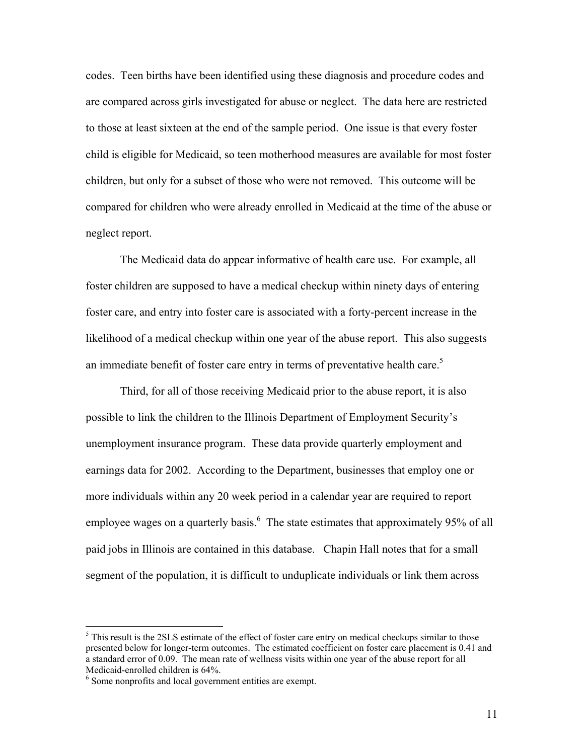codes. Teen births have been identified using these diagnosis and procedure codes and are compared across girls investigated for abuse or neglect. The data here are restricted to those at least sixteen at the end of the sample period. One issue is that every foster child is eligible for Medicaid, so teen motherhood measures are available for most foster children, but only for a subset of those who were not removed. This outcome will be compared for children who were already enrolled in Medicaid at the time of the abuse or neglect report.

The Medicaid data do appear informative of health care use. For example, all foster children are supposed to have a medical checkup within ninety days of entering foster care, and entry into foster care is associated with a forty-percent increase in the likelihood of a medical checkup within one year of the abuse report. This also suggests an immediate benefit of foster care entry in terms of preventative health care.[5]

Third, for all of those receiving Medicaid prior to the abuse report, it is also possible to link the children to the Illinois Department of Employment Security's unemployment insurance program. These data provide quarterly employment and earnings data for 2002. According to the Department, businesses that employ one or more individuals within any 20 week period in a calendar year are required to report employee wages on a quarterly basis.[6] The state estimates that approximately 95% of all paid jobs in Illinois are contained in this database. Chapin Hall notes that for a small segment of the population, it is difficult to unduplicate individuals or link them across

---

[5] This result is the 2SLS estimate of the effect of foster care entry on medical checkups similar to those presented below for longer-term outcomes. The estimated coefficient on foster care placement is 0.41 and a standard error of 0.09. The mean rate of wellness visits within one year of the abuse report for all Medicaid-enrolled children is 64%.

[6] Some nonprofits and local government entities are exempt.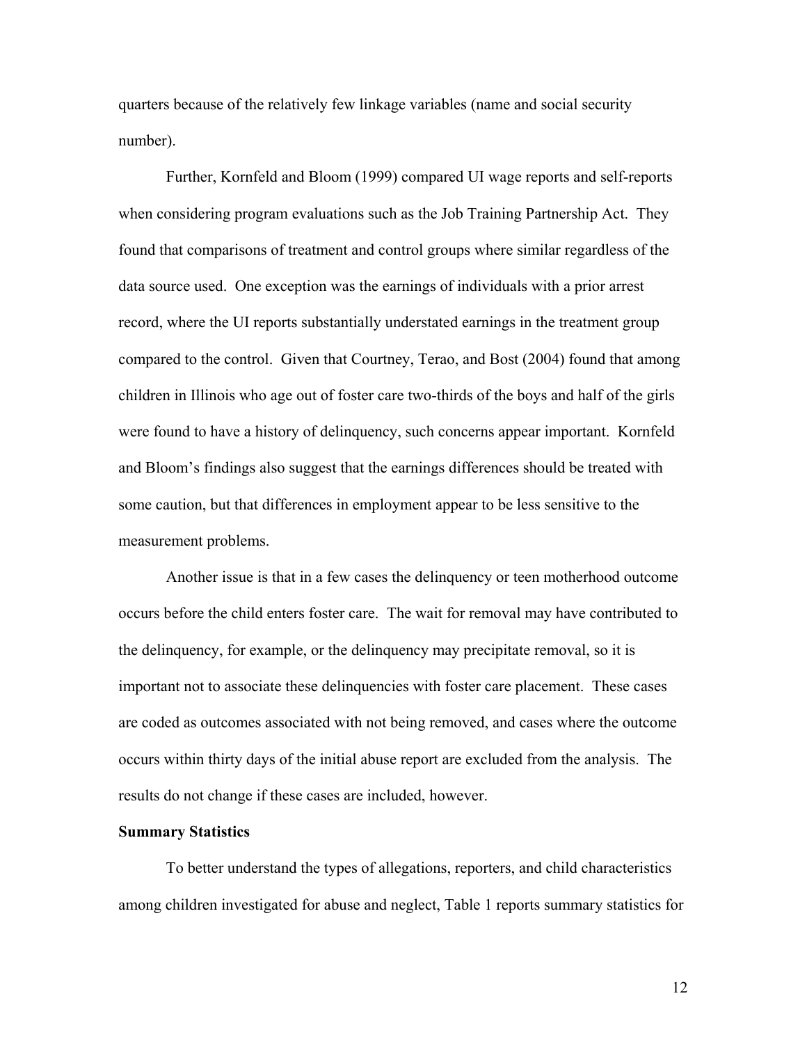quarters because of the relatively few linkage variables (name and social security number).

Further, Kornfeld and Bloom (1999) compared UI wage reports and self-reports when considering program evaluations such as the Job Training Partnership Act. They found that comparisons of treatment and control groups where similar regardless of the data source used. One exception was the earnings of individuals with a prior arrest record, where the UI reports substantially understated earnings in the treatment group compared to the control. Given that Courtney, Terao, and Bost (2004) found that among children in Illinois who age out of foster care two-thirds of the boys and half of the girls were found to have a history of delinquency, such concerns appear important. Kornfeld and Bloom's findings also suggest that the earnings differences should be treated with some caution, but that differences in employment appear to be less sensitive to the measurement problems.

Another issue is that in a few cases the delinquency or teen motherhood outcome occurs before the child enters foster care. The wait for removal may have contributed to the delinquency, for example, or the delinquency may precipitate removal, so it is important not to associate these delinquencies with foster care placement. These cases are coded as outcomes associated with not being removed, and cases where the outcome occurs within thirty days of the initial abuse report are excluded from the analysis. The results do not change if these cases are included, however.

**Summary Statistics**

To better understand the types of allegations, reporters, and child characteristics among children investigated for abuse and neglect, Table 1 reports summary statistics for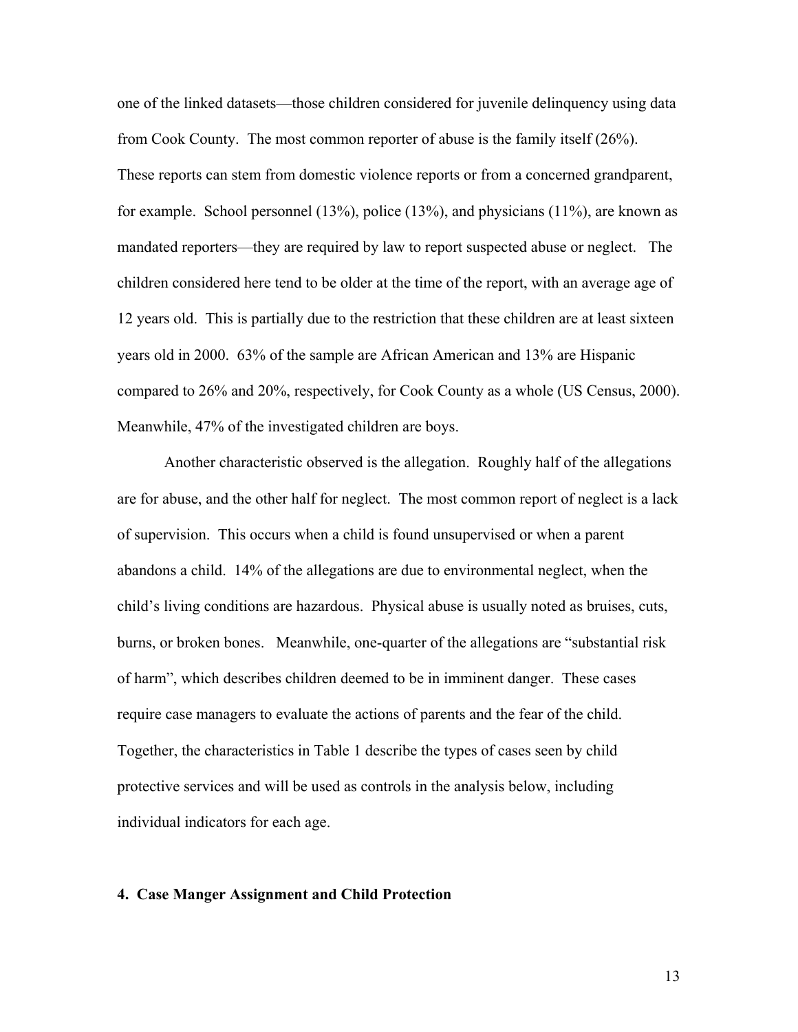one of the linked datasets—those children considered for juvenile delinquency using data from Cook County. The most common reporter of abuse is the family itself (26%). These reports can stem from domestic violence reports or from a concerned grandparent, for example. School personnel (13%), police (13%), and physicians (11%), are known as mandated reporters—they are required by law to report suspected abuse or neglect. The children considered here tend to be older at the time of the report, with an average age of 12 years old. This is partially due to the restriction that these children are at least sixteen years old in 2000. 63% of the sample are African American and 13% are Hispanic compared to 26% and 20%, respectively, for Cook County as a whole (US Census, 2000). Meanwhile, 47% of the investigated children are boys.

Another characteristic observed is the allegation. Roughly half of the allegations are for abuse, and the other half for neglect. The most common report of neglect is a lack of supervision. This occurs when a child is found unsupervised or when a parent abandons a child. 14% of the allegations are due to environmental neglect, when the child's living conditions are hazardous. Physical abuse is usually noted as bruises, cuts, burns, or broken bones. Meanwhile, one-quarter of the allegations are "substantial risk of harm", which describes children deemed to be in imminent danger. These cases require case managers to evaluate the actions of parents and the fear of the child. Together, the characteristics in Table 1 describe the types of cases seen by child protective services and will be used as controls in the analysis below, including individual indicators for each age.

## 4. Case Manger Assignment and Child Protection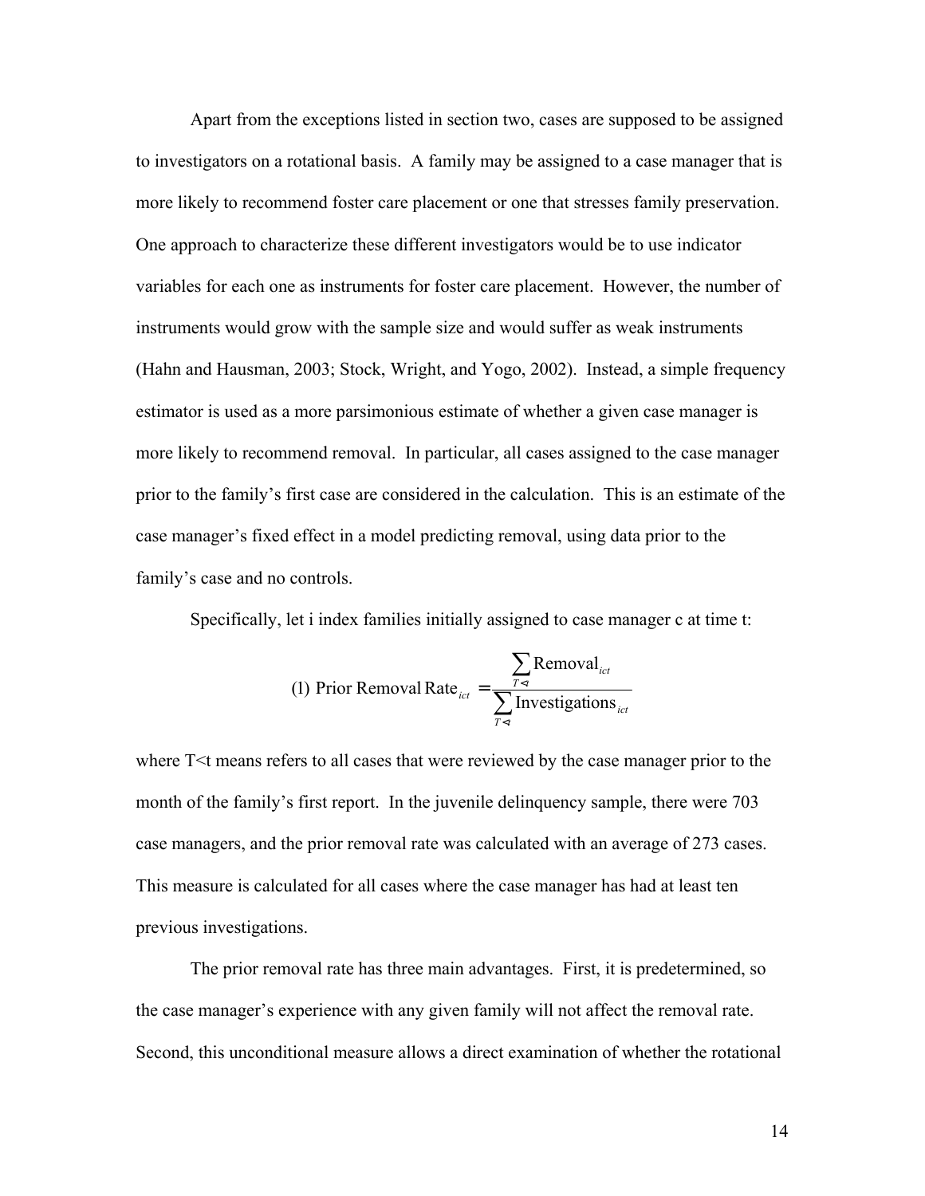Apart from the exceptions listed in section two, cases are supposed to be assigned to investigators on a rotational basis. A family may be assigned to a case manager that is more likely to recommend foster care placement or one that stresses family preservation. One approach to characterize these different investigators would be to use indicator variables for each one as instruments for foster care placement. However, the number of instruments would grow with the sample size and would suffer as weak instruments (Hahn and Hausman, 2003; Stock, Wright, and Yogo, 2002). Instead, a simple frequency estimator is used as a more parsimonious estimate of whether a given case manager is more likely to recommend removal. In particular, all cases assigned to the case manager prior to the family's first case are considered in the calculation. This is an estimate of the case manager's fixed effect in a model predicting removal, using data prior to the family's case and no controls.

Specifically, let i index families initially assigned to case manager c at time t:

$$(1)\ \text{Prior Removal Rate}_{ict} = \frac{\sum_{T<t} \text{Removal}_{ict}}{\sum_{T<t} \text{Investigations}_{ict}}$$

where T<t means refers to all cases that were reviewed by the case manager prior to the month of the family's first report. In the juvenile delinquency sample, there were 703 case managers, and the prior removal rate was calculated with an average of 273 cases. This measure is calculated for all cases where the case manager has had at least ten previous investigations.

The prior removal rate has three main advantages. First, it is predetermined, so the case manager's experience with any given family will not affect the removal rate. Second, this unconditional measure allows a direct examination of whether the rotational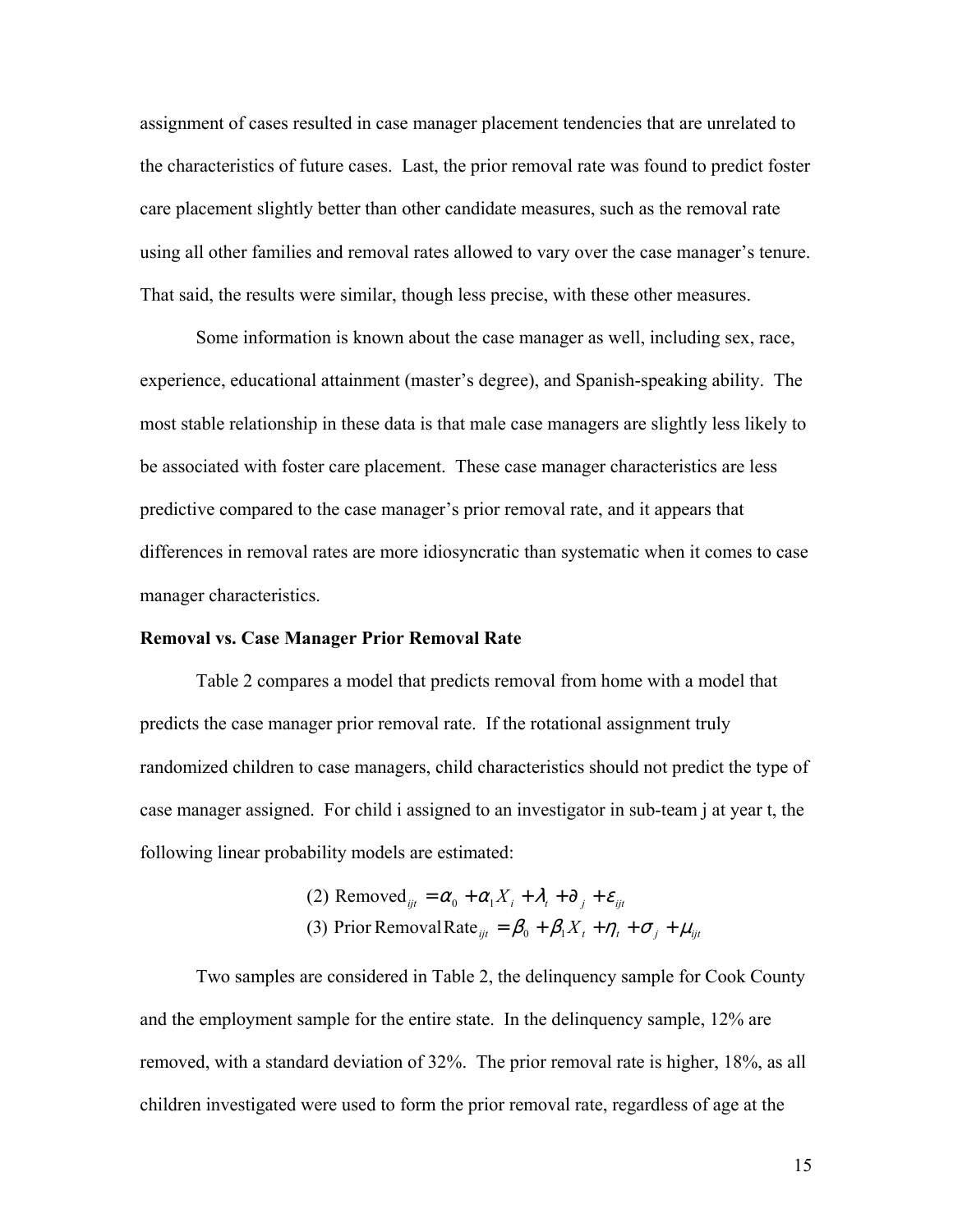assignment of cases resulted in case manager placement tendencies that are unrelated to the characteristics of future cases. Last, the prior removal rate was found to predict foster care placement slightly better than other candidate measures, such as the removal rate using all other families and removal rates allowed to vary over the case manager's tenure. That said, the results were similar, though less precise, with these other measures.

Some information is known about the case manager as well, including sex, race, experience, educational attainment (master's degree), and Spanish-speaking ability. The most stable relationship in these data is that male case managers are slightly less likely to be associated with foster care placement. These case manager characteristics are less predictive compared to the case manager's prior removal rate, and it appears that differences in removal rates are more idiosyncratic than systematic when it comes to case manager characteristics.

**Removal vs. Case Manager Prior Removal Rate**

Table 2 compares a model that predicts removal from home with a model that predicts the case manager prior removal rate. If the rotational assignment truly randomized children to case managers, child characteristics should not predict the type of case manager assigned. For child i assigned to an investigator in sub-team j at year t, the following linear probability models are estimated:

$$\text{(2) Removed}_{ijt} = \alpha_0 + \alpha_1 X_i + \lambda_t + \partial_j + \varepsilon_{ijt}$$

$$\text{(3) Prior Removal Rate}_{ijt} = \beta_0 + \beta_1 X_t + \eta_t + \sigma_j + \mu_{ijt}$$

Two samples are considered in Table 2, the delinquency sample for Cook County and the employment sample for the entire state. In the delinquency sample, 12% are removed, with a standard deviation of 32%. The prior removal rate is higher, 18%, as all children investigated were used to form the prior removal rate, regardless of age at the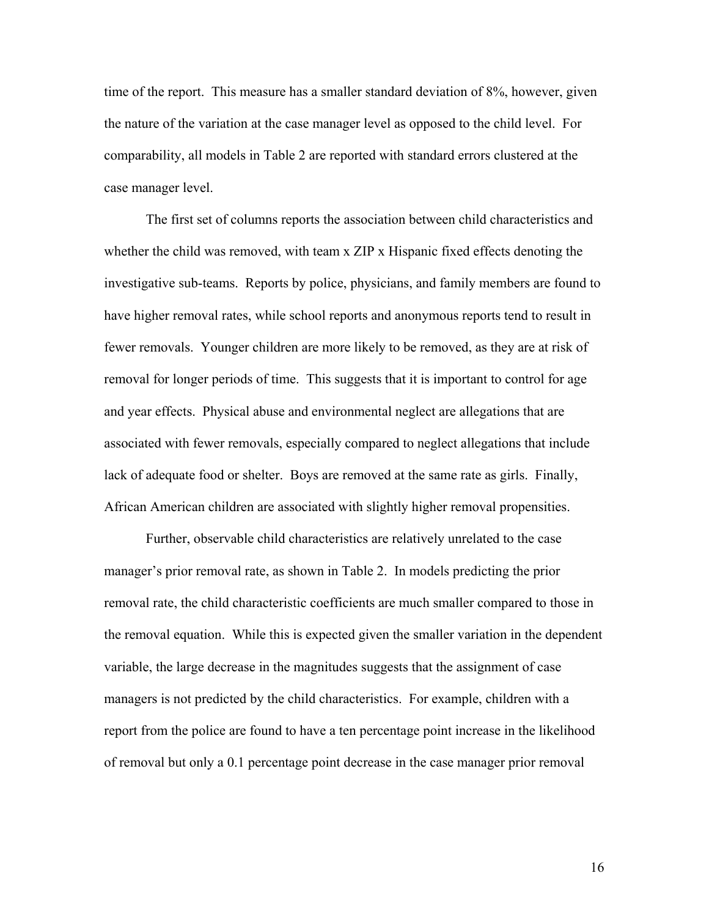time of the report. This measure has a smaller standard deviation of 8%, however, given the nature of the variation at the case manager level as opposed to the child level. For comparability, all models in Table 2 are reported with standard errors clustered at the case manager level.

The first set of columns reports the association between child characteristics and whether the child was removed, with team x ZIP x Hispanic fixed effects denoting the investigative sub-teams. Reports by police, physicians, and family members are found to have higher removal rates, while school reports and anonymous reports tend to result in fewer removals. Younger children are more likely to be removed, as they are at risk of removal for longer periods of time. This suggests that it is important to control for age and year effects. Physical abuse and environmental neglect are allegations that are associated with fewer removals, especially compared to neglect allegations that include lack of adequate food or shelter. Boys are removed at the same rate as girls. Finally, African American children are associated with slightly higher removal propensities.

Further, observable child characteristics are relatively unrelated to the case manager's prior removal rate, as shown in Table 2. In models predicting the prior removal rate, the child characteristic coefficients are much smaller compared to those in the removal equation. While this is expected given the smaller variation in the dependent variable, the large decrease in the magnitudes suggests that the assignment of case managers is not predicted by the child characteristics. For example, children with a report from the police are found to have a ten percentage point increase in the likelihood of removal but only a 0.1 percentage point decrease in the case manager prior removal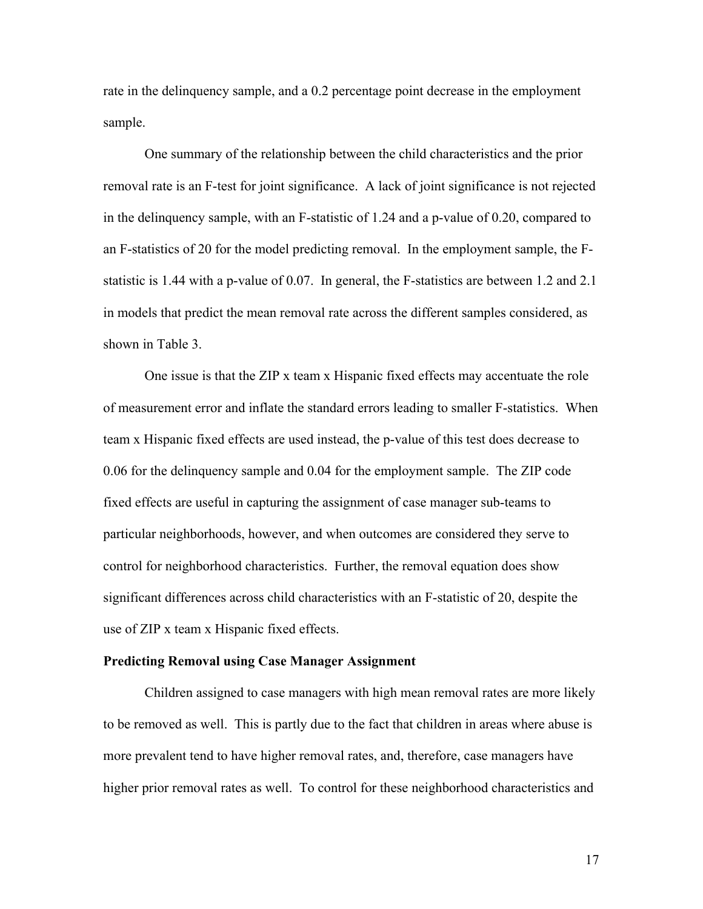rate in the delinquency sample, and a 0.2 percentage point decrease in the employment sample.

One summary of the relationship between the child characteristics and the prior removal rate is an F-test for joint significance. A lack of joint significance is not rejected in the delinquency sample, with an F-statistic of 1.24 and a p-value of 0.20, compared to an F-statistics of 20 for the model predicting removal. In the employment sample, the F-statistic is 1.44 with a p-value of 0.07. In general, the F-statistics are between 1.2 and 2.1 in models that predict the mean removal rate across the different samples considered, as shown in Table 3.

One issue is that the ZIP x team x Hispanic fixed effects may accentuate the role of measurement error and inflate the standard errors leading to smaller F-statistics. When team x Hispanic fixed effects are used instead, the p-value of this test does decrease to 0.06 for the delinquency sample and 0.04 for the employment sample. The ZIP code fixed effects are useful in capturing the assignment of case manager sub-teams to particular neighborhoods, however, and when outcomes are considered they serve to control for neighborhood characteristics. Further, the removal equation does show significant differences across child characteristics with an F-statistic of 20, despite the use of ZIP x team x Hispanic fixed effects.

**Predicting Removal using Case Manager Assignment**

Children assigned to case managers with high mean removal rates are more likely to be removed as well. This is partly due to the fact that children in areas where abuse is more prevalent tend to have higher removal rates, and, therefore, case managers have higher prior removal rates as well. To control for these neighborhood characteristics and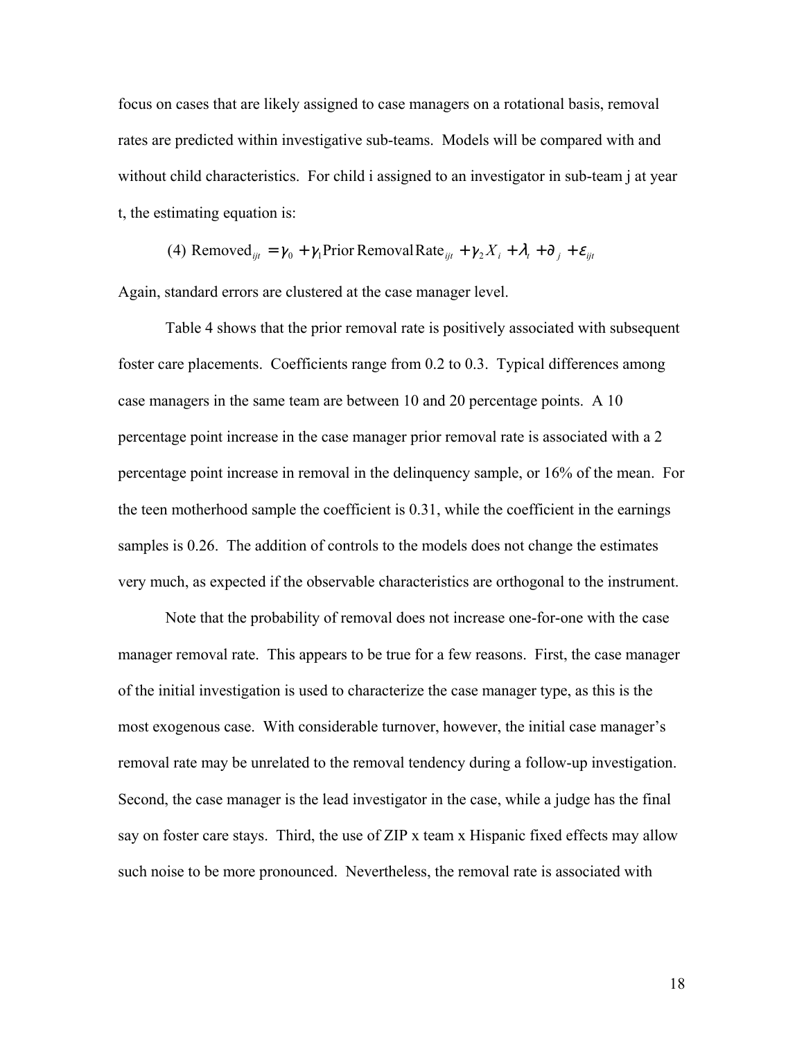focus on cases that are likely assigned to case managers on a rotational basis, removal rates are predicted within investigative sub-teams. Models will be compared with and without child characteristics. For child i assigned to an investigator in sub-team j at year t, the estimating equation is:

$$\text{(4) Removed}_{ijt} = \gamma_0 + \gamma_1 \text{Prior Removal Rate}_{ijt} + \gamma_2 X_i + \lambda_t + \partial_j + \varepsilon_{ijt}$$

Again, standard errors are clustered at the case manager level.

Table 4 shows that the prior removal rate is positively associated with subsequent foster care placements. Coefficients range from 0.2 to 0.3. Typical differences among case managers in the same team are between 10 and 20 percentage points. A 10 percentage point increase in the case manager prior removal rate is associated with a 2 percentage point increase in removal in the delinquency sample, or 16% of the mean. For the teen motherhood sample the coefficient is 0.31, while the coefficient in the earnings samples is 0.26. The addition of controls to the models does not change the estimates very much, as expected if the observable characteristics are orthogonal to the instrument.

Note that the probability of removal does not increase one-for-one with the case manager removal rate. This appears to be true for a few reasons. First, the case manager of the initial investigation is used to characterize the case manager type, as this is the most exogenous case. With considerable turnover, however, the initial case manager's removal rate may be unrelated to the removal tendency during a follow-up investigation. Second, the case manager is the lead investigator in the case, while a judge has the final say on foster care stays. Third, the use of ZIP x team x Hispanic fixed effects may allow such noise to be more pronounced. Nevertheless, the removal rate is associated with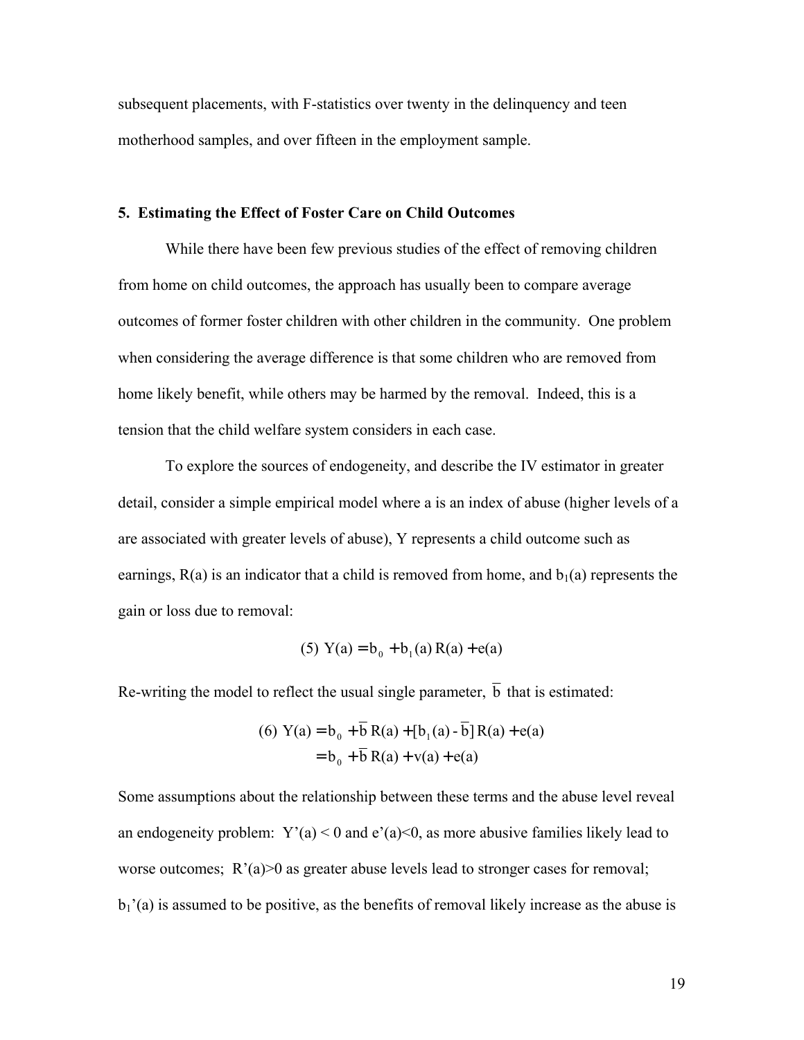subsequent placements, with F-statistics over twenty in the delinquency and teen motherhood samples, and over fifteen in the employment sample.

## 5. Estimating the Effect of Foster Care on Child Outcomes

While there have been few previous studies of the effect of removing children from home on child outcomes, the approach has usually been to compare average outcomes of former foster children with other children in the community. One problem when considering the average difference is that some children who are removed from home likely benefit, while others may be harmed by the removal. Indeed, this is a tension that the child welfare system considers in each case.

To explore the sources of endogeneity, and describe the IV estimator in greater detail, consider a simple empirical model where a is an index of abuse (higher levels of a are associated with greater levels of abuse), Y represents a child outcome such as earnings, R(a) is an indicator that a child is removed from home, and $b_1(a)$ represents the gain or loss due to removal:

$$(5)\ Y(a) = b_0 + b_1(a)\,R(a) + e(a)$$

Re-writing the model to reflect the usual single parameter, $\bar{b}$ that is estimated:

$$\begin{aligned}(6)\ Y(a) &= b_0 + \bar{b}\,R(a) + [b_1(a) - \bar{b}]\,R(a) + e(a)\\ &= b_0 + \bar{b}\,R(a) + v(a) + e(a)\end{aligned}$$

Some assumptions about the relationship between these terms and the abuse level reveal an endogeneity problem: $Y'(a) < 0$ and $e'(a)<0$, as more abusive families likely lead to worse outcomes; $R'(a)>0$ as greater abuse levels lead to stronger cases for removal; $b_1'(a)$ is assumed to be positive, as the benefits of removal likely increase as the abuse is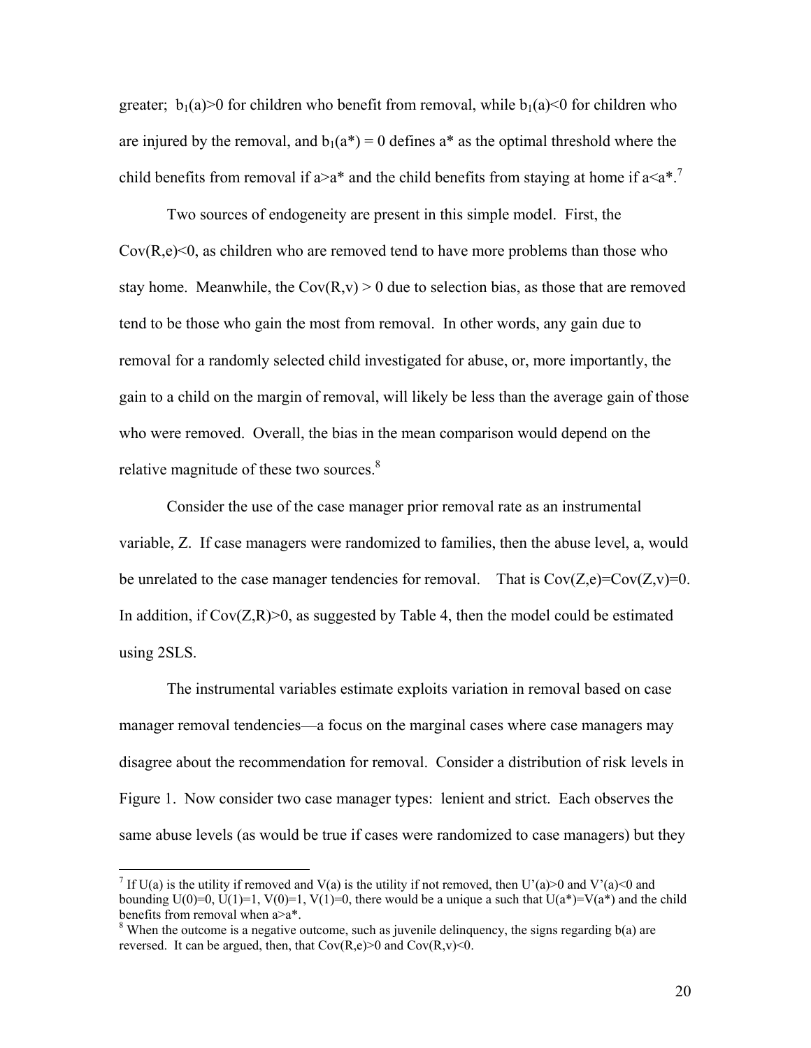greater; $b_1(a)>0$ for children who benefit from removal, while $b_1(a)<0$ for children who are injured by the removal, and $b_1(a^*) = 0$ defines $a^*$ as the optimal threshold where the child benefits from removal if $a>a^*$ and the child benefits from staying at home if $a<a^*$.[7]

Two sources of endogeneity are present in this simple model. First, the $Cov(R,e)<0$, as children who are removed tend to have more problems than those who stay home. Meanwhile, the $Cov(R,v) > 0$ due to selection bias, as those that are removed tend to be those who gain the most from removal. In other words, any gain due to removal for a randomly selected child investigated for abuse, or, more importantly, the gain to a child on the margin of removal, will likely be less than the average gain of those who were removed. Overall, the bias in the mean comparison would depend on the relative magnitude of these two sources.[8]

Consider the use of the case manager prior removal rate as an instrumental variable, Z. If case managers were randomized to families, then the abuse level, a, would be unrelated to the case manager tendencies for removal. That is $Cov(Z,e)=Cov(Z,v)=0$. In addition, if $Cov(Z,R)>0$, as suggested by Table 4, then the model could be estimated using 2SLS.

The instrumental variables estimate exploits variation in removal based on case manager removal tendencies—a focus on the marginal cases where case managers may disagree about the recommendation for removal. Consider a distribution of risk levels in Figure 1. Now consider two case manager types: lenient and strict. Each observes the same abuse levels (as would be true if cases were randomized to case managers) but they

---

[7] If $U(a)$ is the utility if removed and $V(a)$ is the utility if not removed, then $U'(a)>0$ and $V'(a)<0$ and bounding $U(0)=0$, $U(1)=1$, $V(0)=1$, $V(1)=0$, there would be a unique a such that $U(a^*)=V(a^*)$ and the child benefits from removal when $a>a^*$.

[8] When the outcome is a negative outcome, such as juvenile delinquency, the signs regarding $b(a)$ are reversed. It can be argued, then, that $Cov(R,e)>0$ and $Cov(R,v)<0$.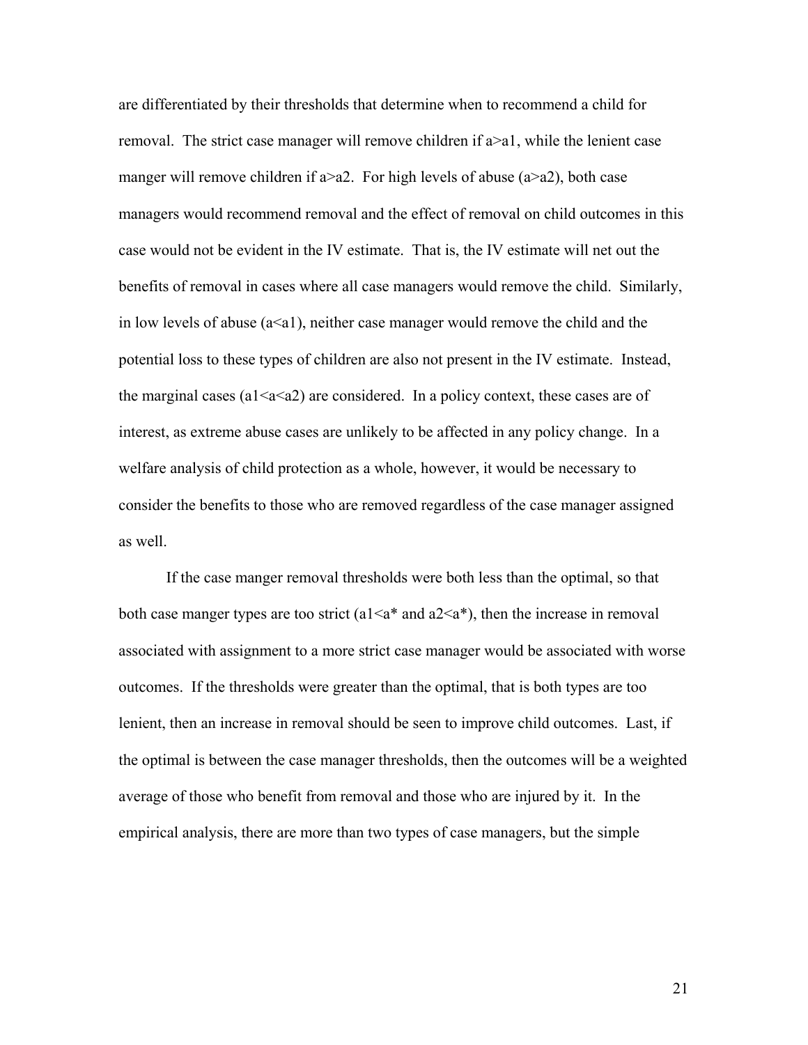are differentiated by their thresholds that determine when to recommend a child for removal. The strict case manager will remove children if $a>a1$, while the lenient case manger will remove children if $a>a2$. For high levels of abuse ($a>a2$), both case managers would recommend removal and the effect of removal on child outcomes in this case would not be evident in the IV estimate. That is, the IV estimate will net out the benefits of removal in cases where all case managers would remove the child. Similarly, in low levels of abuse ($a<a1$), neither case manager would remove the child and the potential loss to these types of children are also not present in the IV estimate. Instead, the marginal cases ($a1<a<a2$) are considered. In a policy context, these cases are of interest, as extreme abuse cases are unlikely to be affected in any policy change. In a welfare analysis of child protection as a whole, however, it would be necessary to consider the benefits to those who are removed regardless of the case manager assigned as well.

If the case manger removal thresholds were both less than the optimal, so that both case manger types are too strict ($a1<a^*$ and $a2<a^*$), then the increase in removal associated with assignment to a more strict case manager would be associated with worse outcomes. If the thresholds were greater than the optimal, that is both types are too lenient, then an increase in removal should be seen to improve child outcomes. Last, if the optimal is between the case manager thresholds, then the outcomes will be a weighted average of those who benefit from removal and those who are injured by it. In the empirical analysis, there are more than two types of case managers, but the simple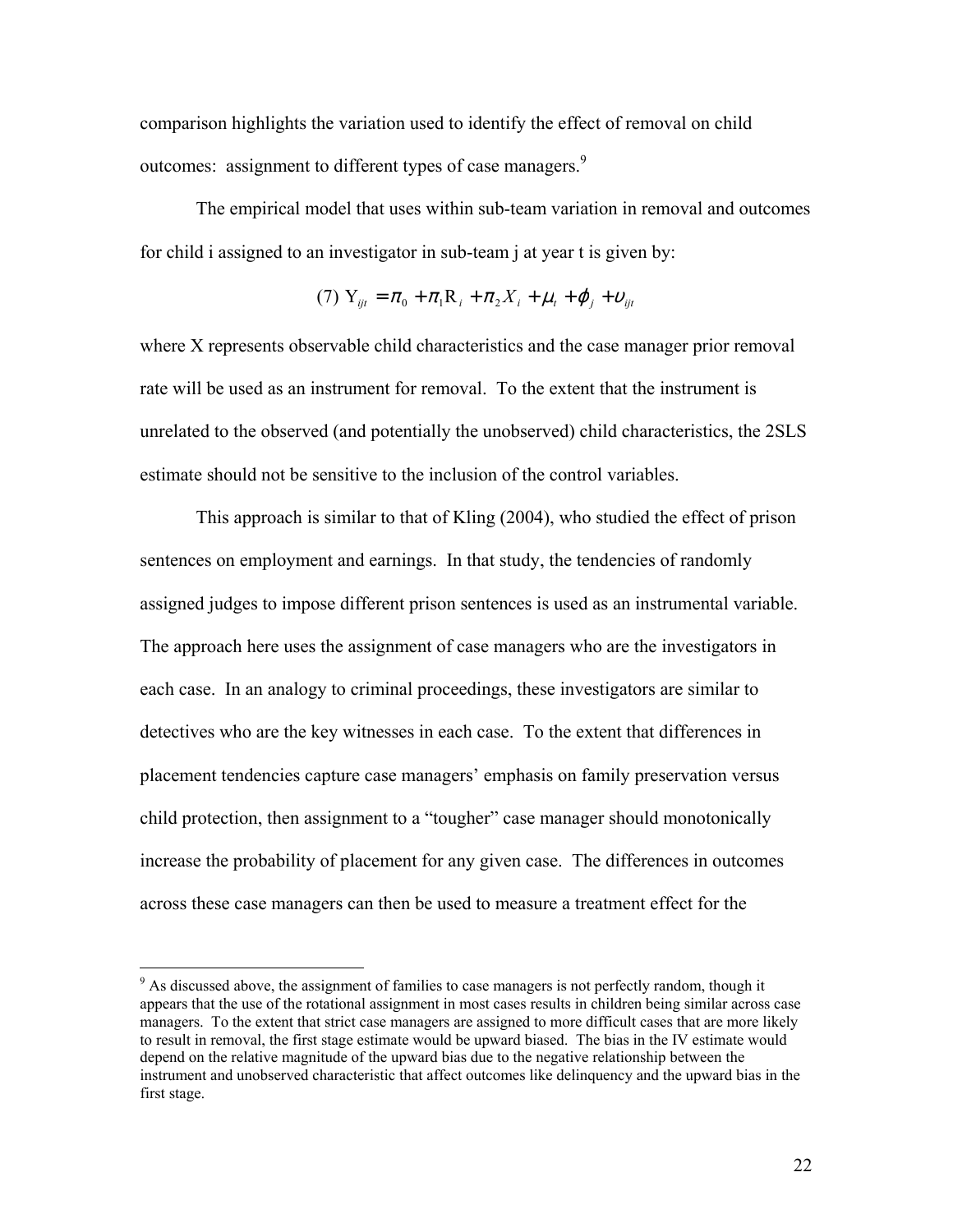comparison highlights the variation used to identify the effect of removal on child outcomes: assignment to different types of case managers.[9]

The empirical model that uses within sub-team variation in removal and outcomes for child i assigned to an investigator in sub-team j at year t is given by:

$$(7)\ Y_{ijt} = \pi_0 + \pi_1 R_i + \pi_2 X_i + \mu_t + \phi_j + \upsilon_{ijt}$$

where X represents observable child characteristics and the case manager prior removal rate will be used as an instrument for removal. To the extent that the instrument is unrelated to the observed (and potentially the unobserved) child characteristics, the 2SLS estimate should not be sensitive to the inclusion of the control variables.

This approach is similar to that of Kling (2004), who studied the effect of prison sentences on employment and earnings. In that study, the tendencies of randomly assigned judges to impose different prison sentences is used as an instrumental variable. The approach here uses the assignment of case managers who are the investigators in each case. In an analogy to criminal proceedings, these investigators are similar to detectives who are the key witnesses in each case. To the extent that differences in placement tendencies capture case managers' emphasis on family preservation versus child protection, then assignment to a "tougher" case manager should monotonically increase the probability of placement for any given case. The differences in outcomes across these case managers can then be used to measure a treatment effect for the

---

[9] As discussed above, the assignment of families to case managers is not perfectly random, though it appears that the use of the rotational assignment in most cases results in children being similar across case managers. To the extent that strict case managers are assigned to more difficult cases that are more likely to result in removal, the first stage estimate would be upward biased. The bias in the IV estimate would depend on the relative magnitude of the upward bias due to the negative relationship between the instrument and unobserved characteristic that affect outcomes like delinquency and the upward bias in the first stage.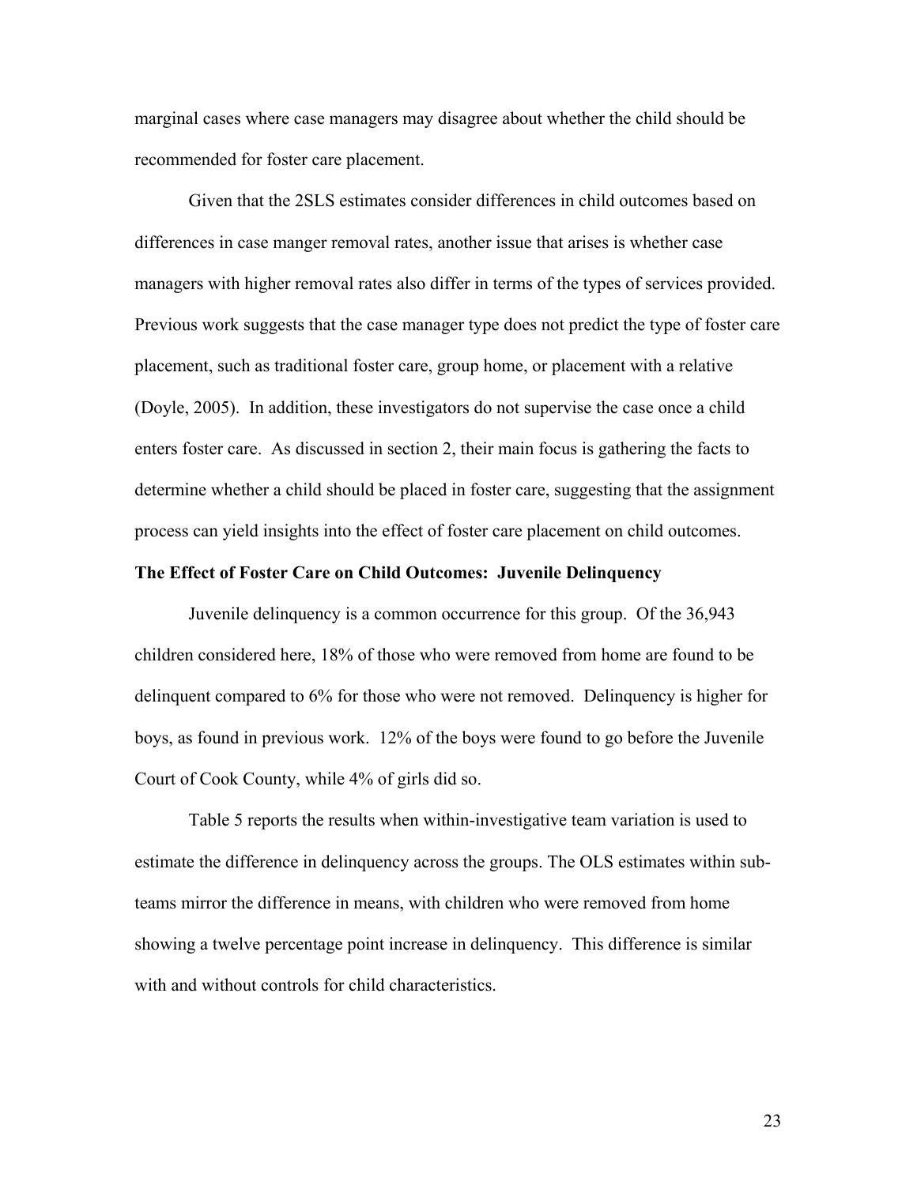marginal cases where case managers may disagree about whether the child should be recommended for foster care placement.

Given that the 2SLS estimates consider differences in child outcomes based on differences in case manger removal rates, another issue that arises is whether case managers with higher removal rates also differ in terms of the types of services provided. Previous work suggests that the case manager type does not predict the type of foster care placement, such as traditional foster care, group home, or placement with a relative (Doyle, 2005). In addition, these investigators do not supervise the case once a child enters foster care. As discussed in section 2, their main focus is gathering the facts to determine whether a child should be placed in foster care, suggesting that the assignment process can yield insights into the effect of foster care placement on child outcomes.

**The Effect of Foster Care on Child Outcomes: Juvenile Delinquency**

Juvenile delinquency is a common occurrence for this group. Of the 36,943 children considered here, 18% of those who were removed from home are found to be delinquent compared to 6% for those who were not removed. Delinquency is higher for boys, as found in previous work. 12% of the boys were found to go before the Juvenile Court of Cook County, while 4% of girls did so.

Table 5 reports the results when within-investigative team variation is used to estimate the difference in delinquency across the groups. The OLS estimates within sub-teams mirror the difference in means, with children who were removed from home showing a twelve percentage point increase in delinquency. This difference is similar with and without controls for child characteristics.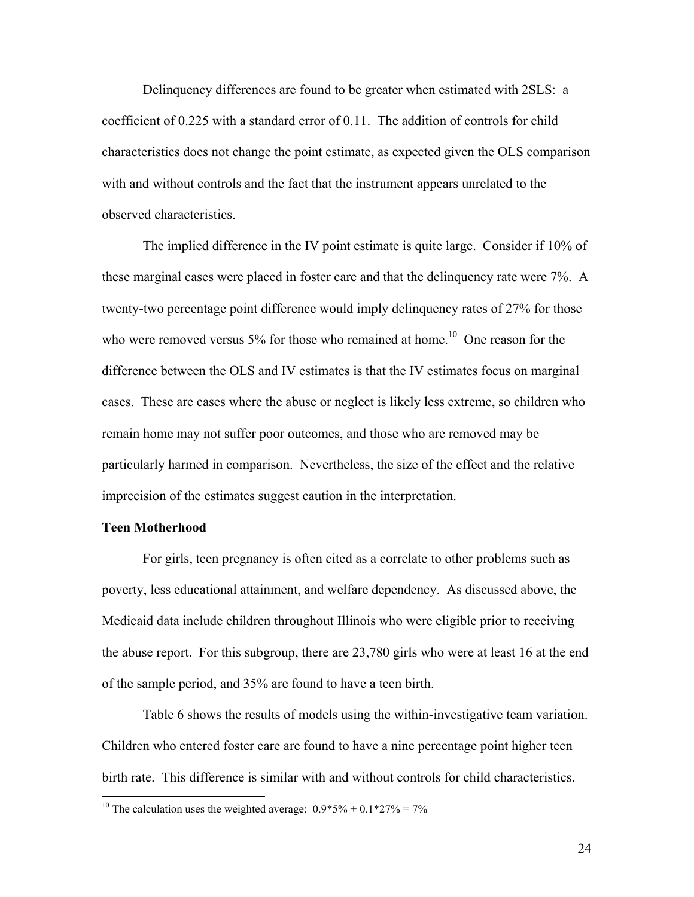Delinquency differences are found to be greater when estimated with 2SLS: a coefficient of 0.225 with a standard error of 0.11. The addition of controls for child characteristics does not change the point estimate, as expected given the OLS comparison with and without controls and the fact that the instrument appears unrelated to the observed characteristics.

The implied difference in the IV point estimate is quite large. Consider if 10% of these marginal cases were placed in foster care and that the delinquency rate were 7%. A twenty-two percentage point difference would imply delinquency rates of 27% for those who were removed versus 5% for those who remained at home.[10] One reason for the difference between the OLS and IV estimates is that the IV estimates focus on marginal cases. These are cases where the abuse or neglect is likely less extreme, so children who remain home may not suffer poor outcomes, and those who are removed may be particularly harmed in comparison. Nevertheless, the size of the effect and the relative imprecision of the estimates suggest caution in the interpretation.

**Teen Motherhood**

For girls, teen pregnancy is often cited as a correlate to other problems such as poverty, less educational attainment, and welfare dependency. As discussed above, the Medicaid data include children throughout Illinois who were eligible prior to receiving the abuse report. For this subgroup, there are 23,780 girls who were at least 16 at the end of the sample period, and 35% are found to have a teen birth.

Table 6 shows the results of models using the within-investigative team variation. Children who entered foster care are found to have a nine percentage point higher teen birth rate. This difference is similar with and without controls for child characteristics.

---

[10] The calculation uses the weighted average: $0.9*5\% + 0.1*27\% = 7\%$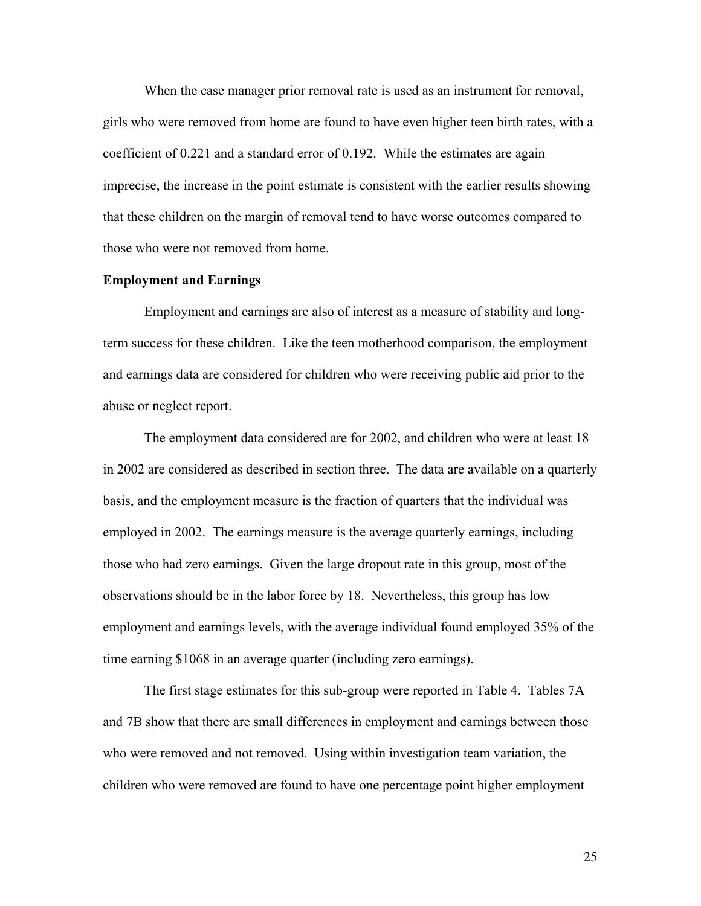When the case manager prior removal rate is used as an instrument for removal, girls who were removed from home are found to have even higher teen birth rates, with a coefficient of 0.221 and a standard error of 0.192. While the estimates are again imprecise, the increase in the point estimate is consistent with the earlier results showing that these children on the margin of removal tend to have worse outcomes compared to those who were not removed from home.

**Employment and Earnings**

Employment and earnings are also of interest as a measure of stability and long-term success for these children. Like the teen motherhood comparison, the employment and earnings data are considered for children who were receiving public aid prior to the abuse or neglect report.

The employment data considered are for 2002, and children who were at least 18 in 2002 are considered as described in section three. The data are available on a quarterly basis, and the employment measure is the fraction of quarters that the individual was employed in 2002. The earnings measure is the average quarterly earnings, including those who had zero earnings. Given the large dropout rate in this group, most of the observations should be in the labor force by 18. Nevertheless, this group has low employment and earnings levels, with the average individual found employed 35% of the time earning $1068 in an average quarter (including zero earnings).

The first stage estimates for this sub-group were reported in Table 4. Tables 7A and 7B show that there are small differences in employment and earnings between those who were removed and not removed. Using within investigation team variation, the children who were removed are found to have one percentage point higher employment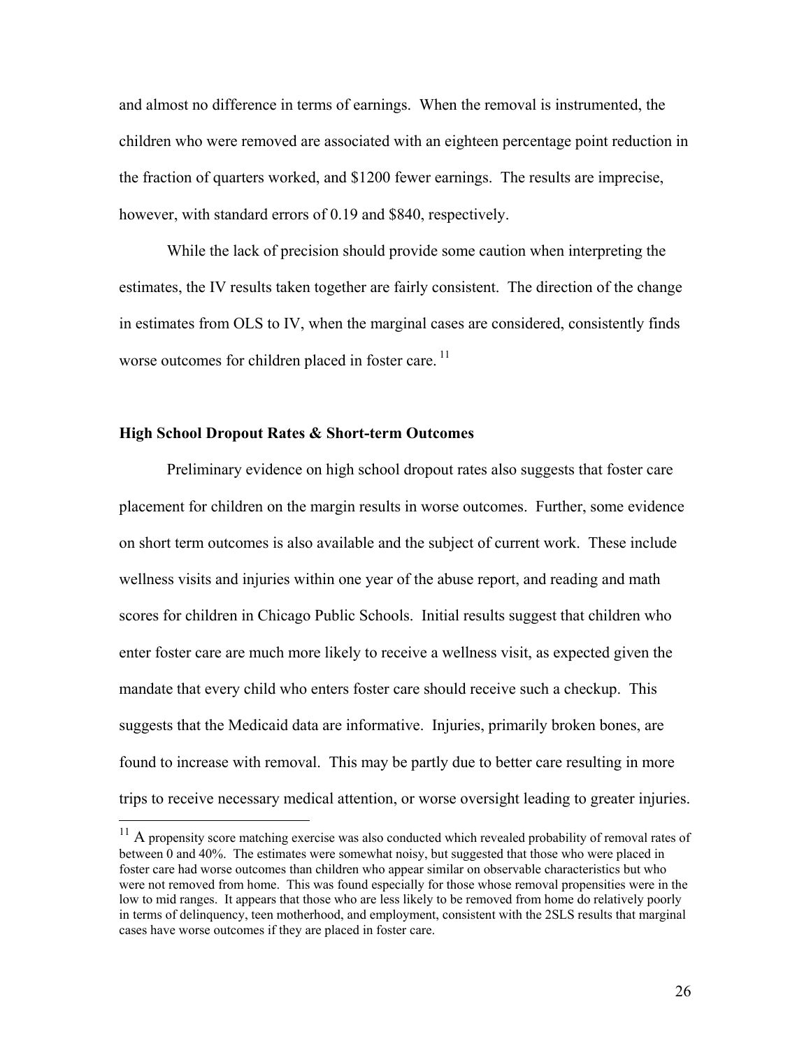and almost no difference in terms of earnings. When the removal is instrumented, the children who were removed are associated with an eighteen percentage point reduction in the fraction of quarters worked, and $1200 fewer earnings. The results are imprecise, however, with standard errors of 0.19 and $840, respectively.

While the lack of precision should provide some caution when interpreting the estimates, the IV results taken together are fairly consistent. The direction of the change in estimates from OLS to IV, when the marginal cases are considered, consistently finds worse outcomes for children placed in foster care.[11]

**High School Dropout Rates & Short-term Outcomes**

Preliminary evidence on high school dropout rates also suggests that foster care placement for children on the margin results in worse outcomes. Further, some evidence on short term outcomes is also available and the subject of current work. These include wellness visits and injuries within one year of the abuse report, and reading and math scores for children in Chicago Public Schools. Initial results suggest that children who enter foster care are much more likely to receive a wellness visit, as expected given the mandate that every child who enters foster care should receive such a checkup. This suggests that the Medicaid data are informative. Injuries, primarily broken bones, are found to increase with removal. This may be partly due to better care resulting in more trips to receive necessary medical attention, or worse oversight leading to greater injuries.

[11] A propensity score matching exercise was also conducted which revealed probability of removal rates of between 0 and 40%. The estimates were somewhat noisy, but suggested that those who were placed in foster care had worse outcomes than children who appear similar on observable characteristics but who were not removed from home. This was found especially for those whose removal propensities were in the low to mid ranges. It appears that those who are less likely to be removed from home do relatively poorly in terms of delinquency, teen motherhood, and employment, consistent with the 2SLS results that marginal cases have worse outcomes if they are placed in foster care.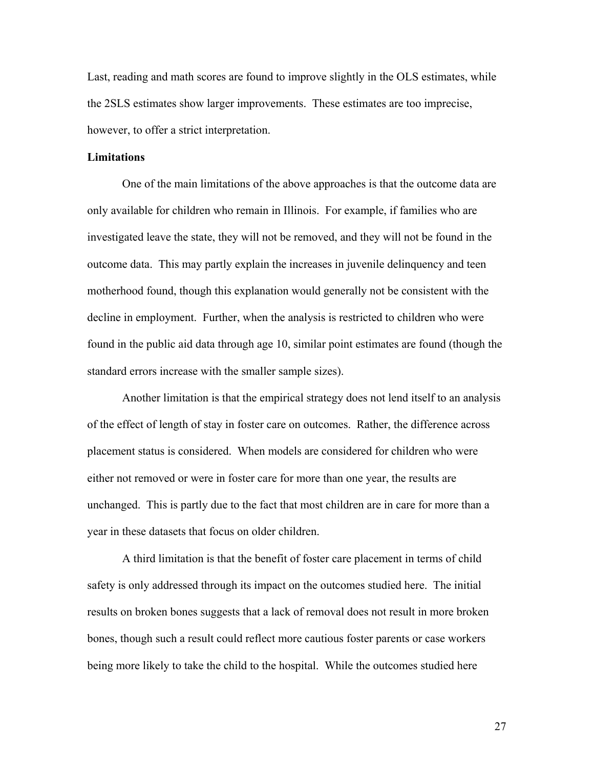Last, reading and math scores are found to improve slightly in the OLS estimates, while the 2SLS estimates show larger improvements. These estimates are too imprecise, however, to offer a strict interpretation.

**Limitations**

One of the main limitations of the above approaches is that the outcome data are only available for children who remain in Illinois. For example, if families who are investigated leave the state, they will not be removed, and they will not be found in the outcome data. This may partly explain the increases in juvenile delinquency and teen motherhood found, though this explanation would generally not be consistent with the decline in employment. Further, when the analysis is restricted to children who were found in the public aid data through age 10, similar point estimates are found (though the standard errors increase with the smaller sample sizes).

Another limitation is that the empirical strategy does not lend itself to an analysis of the effect of length of stay in foster care on outcomes. Rather, the difference across placement status is considered. When models are considered for children who were either not removed or were in foster care for more than one year, the results are unchanged. This is partly due to the fact that most children are in care for more than a year in these datasets that focus on older children.

A third limitation is that the benefit of foster care placement in terms of child safety is only addressed through its impact on the outcomes studied here. The initial results on broken bones suggests that a lack of removal does not result in more broken bones, though such a result could reflect more cautious foster parents or case workers being more likely to take the child to the hospital. While the outcomes studied here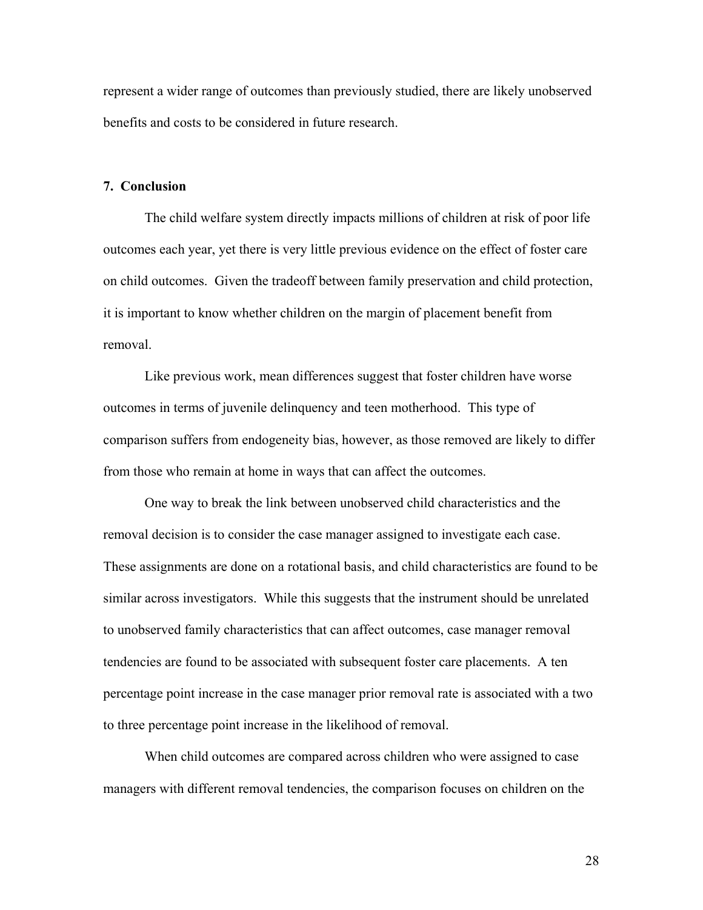represent a wider range of outcomes than previously studied, there are likely unobserved benefits and costs to be considered in future research.

## 7. Conclusion

The child welfare system directly impacts millions of children at risk of poor life outcomes each year, yet there is very little previous evidence on the effect of foster care on child outcomes. Given the tradeoff between family preservation and child protection, it is important to know whether children on the margin of placement benefit from removal.

Like previous work, mean differences suggest that foster children have worse outcomes in terms of juvenile delinquency and teen motherhood. This type of comparison suffers from endogeneity bias, however, as those removed are likely to differ from those who remain at home in ways that can affect the outcomes.

One way to break the link between unobserved child characteristics and the removal decision is to consider the case manager assigned to investigate each case. These assignments are done on a rotational basis, and child characteristics are found to be similar across investigators. While this suggests that the instrument should be unrelated to unobserved family characteristics that can affect outcomes, case manager removal tendencies are found to be associated with subsequent foster care placements. A ten percentage point increase in the case manager prior removal rate is associated with a two to three percentage point increase in the likelihood of removal.

When child outcomes are compared across children who were assigned to case managers with different removal tendencies, the comparison focuses on children on the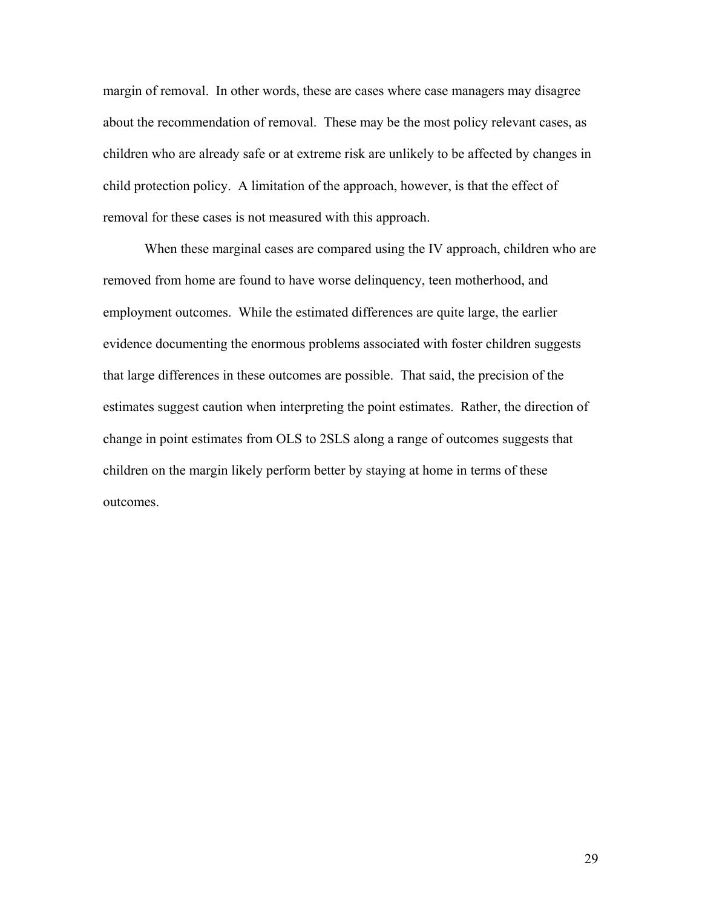margin of removal. In other words, these are cases where case managers may disagree about the recommendation of removal. These may be the most policy relevant cases, as children who are already safe or at extreme risk are unlikely to be affected by changes in child protection policy. A limitation of the approach, however, is that the effect of removal for these cases is not measured with this approach.

When these marginal cases are compared using the IV approach, children who are removed from home are found to have worse delinquency, teen motherhood, and employment outcomes. While the estimated differences are quite large, the earlier evidence documenting the enormous problems associated with foster children suggests that large differences in these outcomes are possible. That said, the precision of the estimates suggest caution when interpreting the point estimates. Rather, the direction of change in point estimates from OLS to 2SLS along a range of outcomes suggests that children on the margin likely perform better by staying at home in terms of these outcomes.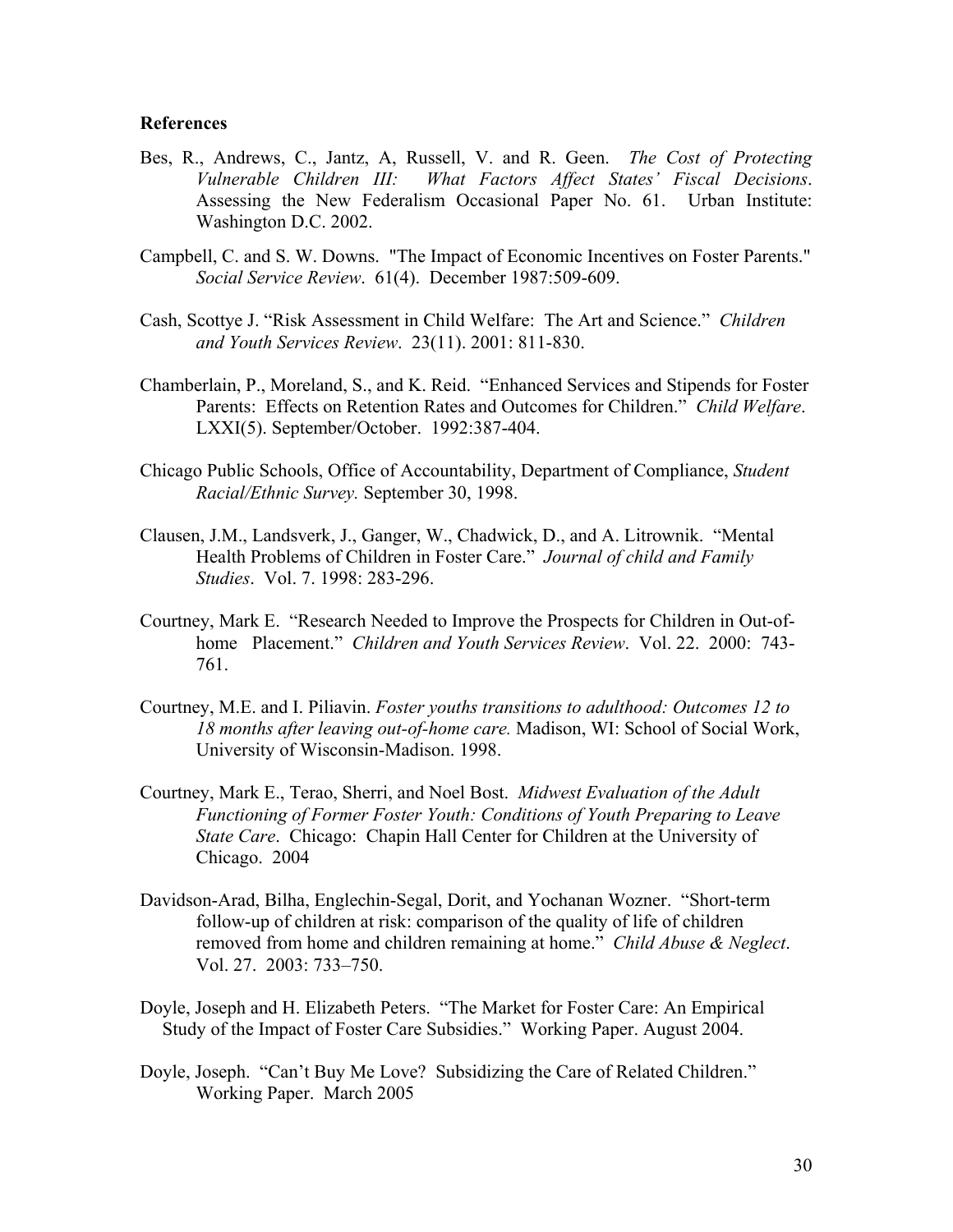**References**

Bes, R., Andrews, C., Jantz, A, Russell, V. and R. Geen. *The Cost of Protecting Vulnerable Children III: What Factors Affect States' Fiscal Decisions*. Assessing the New Federalism Occasional Paper No. 61. Urban Institute: Washington D.C. 2002.

Campbell, C. and S. W. Downs. "The Impact of Economic Incentives on Foster Parents." *Social Service Review*. 61(4). December 1987:509-609.

Cash, Scottye J. "Risk Assessment in Child Welfare: The Art and Science." *Children and Youth Services Review*. 23(11). 2001: 811-830.

Chamberlain, P., Moreland, S., and K. Reid. "Enhanced Services and Stipends for Foster Parents: Effects on Retention Rates and Outcomes for Children." *Child Welfare*. LXXI(5). September/October. 1992:387-404.

Chicago Public Schools, Office of Accountability, Department of Compliance, *Student Racial/Ethnic Survey.* September 30, 1998.

Clausen, J.M., Landsverk, J., Ganger, W., Chadwick, D., and A. Litrownik. "Mental Health Problems of Children in Foster Care." *Journal of child and Family Studies*. Vol. 7. 1998: 283-296.

Courtney, Mark E. "Research Needed to Improve the Prospects for Children in Out-of-home Placement." *Children and Youth Services Review*. Vol. 22. 2000: 743-761.

Courtney, M.E. and I. Piliavin. *Foster youths transitions to adulthood: Outcomes 12 to 18 months after leaving out-of-home care.* Madison, WI: School of Social Work, University of Wisconsin-Madison. 1998.

Courtney, Mark E., Terao, Sherri, and Noel Bost. *Midwest Evaluation of the Adult Functioning of Former Foster Youth: Conditions of Youth Preparing to Leave State Care*. Chicago: Chapin Hall Center for Children at the University of Chicago. 2004

Davidson-Arad, Bilha, Englechin-Segal, Dorit, and Yochanan Wozner. "Short-term follow-up of children at risk: comparison of the quality of life of children removed from home and children remaining at home." *Child Abuse & Neglect*. Vol. 27. 2003: 733–750.

Doyle, Joseph and H. Elizabeth Peters. "The Market for Foster Care: An Empirical Study of the Impact of Foster Care Subsidies." Working Paper. August 2004.

Doyle, Joseph. "Can't Buy Me Love? Subsidizing the Care of Related Children." Working Paper. March 2005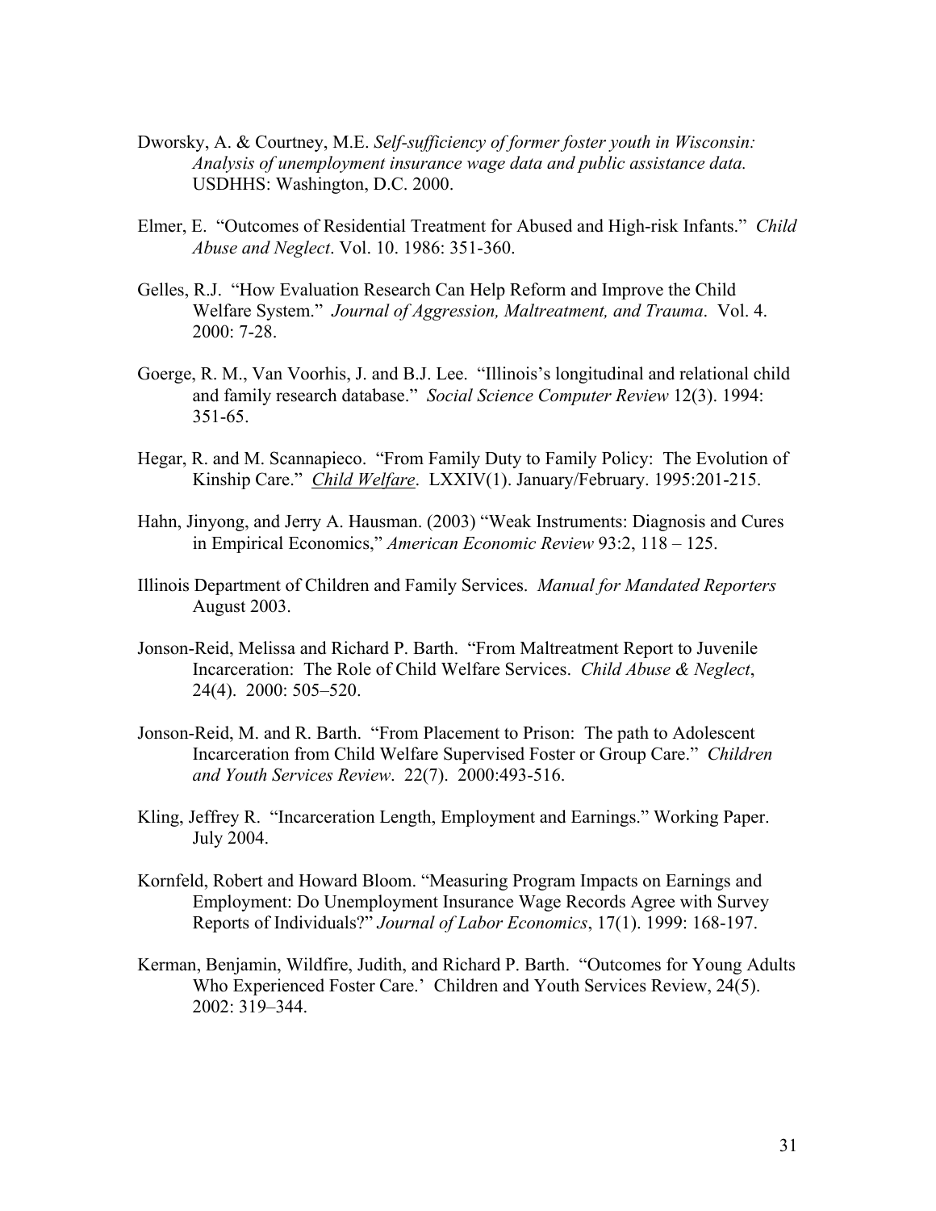Dworsky, A. & Courtney, M.E. *Self-sufficiency of former foster youth in Wisconsin: Analysis of unemployment insurance wage data and public assistance data.* USDHHS: Washington, D.C. 2000.

Elmer, E. "Outcomes of Residential Treatment for Abused and High-risk Infants." *Child Abuse and Neglect*. Vol. 10. 1986: 351-360.

Gelles, R.J. "How Evaluation Research Can Help Reform and Improve the Child Welfare System." *Journal of Aggression, Maltreatment, and Trauma*. Vol. 4. 2000: 7-28.

Goerge, R. M., Van Voorhis, J. and B.J. Lee. "Illinois's longitudinal and relational child and family research database." *Social Science Computer Review* 12(3). 1994: 351-65.

Hegar, R. and M. Scannapieco. "From Family Duty to Family Policy: The Evolution of Kinship Care." *Child Welfare*. LXXIV(1). January/February. 1995:201-215.

Hahn, Jinyong, and Jerry A. Hausman. (2003) "Weak Instruments: Diagnosis and Cures in Empirical Economics," *American Economic Review* 93:2, 118 – 125.

Illinois Department of Children and Family Services. *Manual for Mandated Reporters* August 2003.

Jonson-Reid, Melissa and Richard P. Barth. "From Maltreatment Report to Juvenile Incarceration: The Role of Child Welfare Services. *Child Abuse & Neglect*, 24(4). 2000: 505–520.

Jonson-Reid, M. and R. Barth. "From Placement to Prison: The path to Adolescent Incarceration from Child Welfare Supervised Foster or Group Care." *Children and Youth Services Review*. 22(7). 2000:493-516.

Kling, Jeffrey R. "Incarceration Length, Employment and Earnings." Working Paper. July 2004.

Kornfeld, Robert and Howard Bloom. "Measuring Program Impacts on Earnings and Employment: Do Unemployment Insurance Wage Records Agree with Survey Reports of Individuals?" *Journal of Labor Economics*, 17(1). 1999: 168-197.

Kerman, Benjamin, Wildfire, Judith, and Richard P. Barth. "Outcomes for Young Adults Who Experienced Foster Care.' Children and Youth Services Review, 24(5). 2002: 319–344.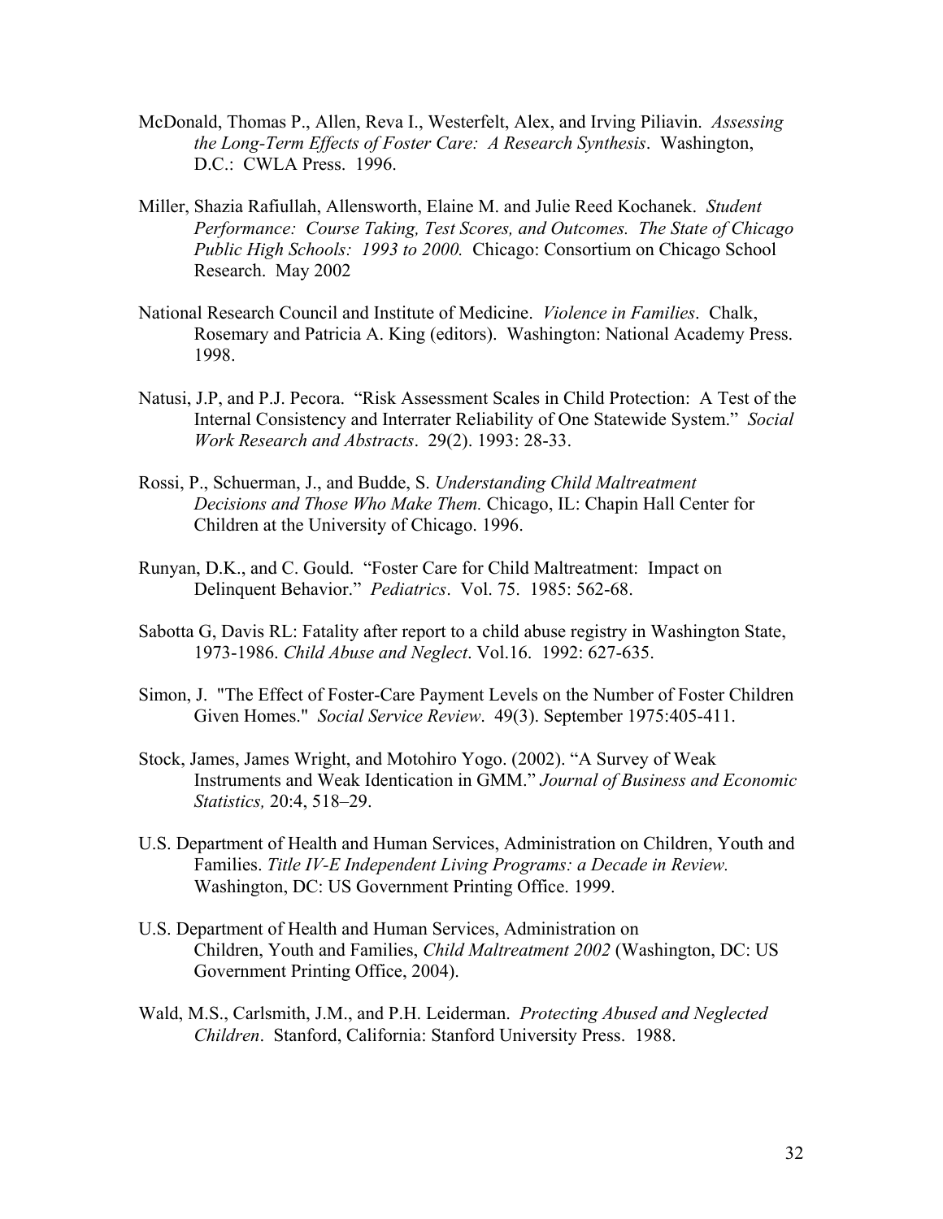McDonald, Thomas P., Allen, Reva I., Westerfelt, Alex, and Irving Piliavin. *Assessing the Long-Term Effects of Foster Care: A Research Synthesis*. Washington, D.C.: CWLA Press. 1996.

Miller, Shazia Rafiullah, Allensworth, Elaine M. and Julie Reed Kochanek. *Student Performance: Course Taking, Test Scores, and Outcomes. The State of Chicago Public High Schools: 1993 to 2000.* Chicago: Consortium on Chicago School Research. May 2002

National Research Council and Institute of Medicine. *Violence in Families*. Chalk, Rosemary and Patricia A. King (editors). Washington: National Academy Press. 1998.

Natusi, J.P, and P.J. Pecora. "Risk Assessment Scales in Child Protection: A Test of the Internal Consistency and Interrater Reliability of One Statewide System." *Social Work Research and Abstracts*. 29(2). 1993: 28-33.

Rossi, P., Schuerman, J., and Budde, S. *Understanding Child Maltreatment Decisions and Those Who Make Them.* Chicago, IL: Chapin Hall Center for Children at the University of Chicago. 1996.

Runyan, D.K., and C. Gould. "Foster Care for Child Maltreatment: Impact on Delinquent Behavior." *Pediatrics*. Vol. 75. 1985: 562-68.

Sabotta G, Davis RL: Fatality after report to a child abuse registry in Washington State, 1973-1986. *Child Abuse and Neglect*. Vol.16. 1992: 627-635.

Simon, J. "The Effect of Foster-Care Payment Levels on the Number of Foster Children Given Homes." *Social Service Review*. 49(3). September 1975:405-411.

Stock, James, James Wright, and Motohiro Yogo. (2002). "A Survey of Weak Instruments and Weak Identication in GMM." *Journal of Business and Economic Statistics,* 20:4, 518–29.

U.S. Department of Health and Human Services, Administration on Children, Youth and Families. *Title IV-E Independent Living Programs: a Decade in Review.* Washington, DC: US Government Printing Office. 1999.

U.S. Department of Health and Human Services, Administration on Children, Youth and Families, *Child Maltreatment 2002* (Washington, DC: US Government Printing Office, 2004).

Wald, M.S., Carlsmith, J.M., and P.H. Leiderman. *Protecting Abused and Neglected Children*. Stanford, California: Stanford University Press. 1988.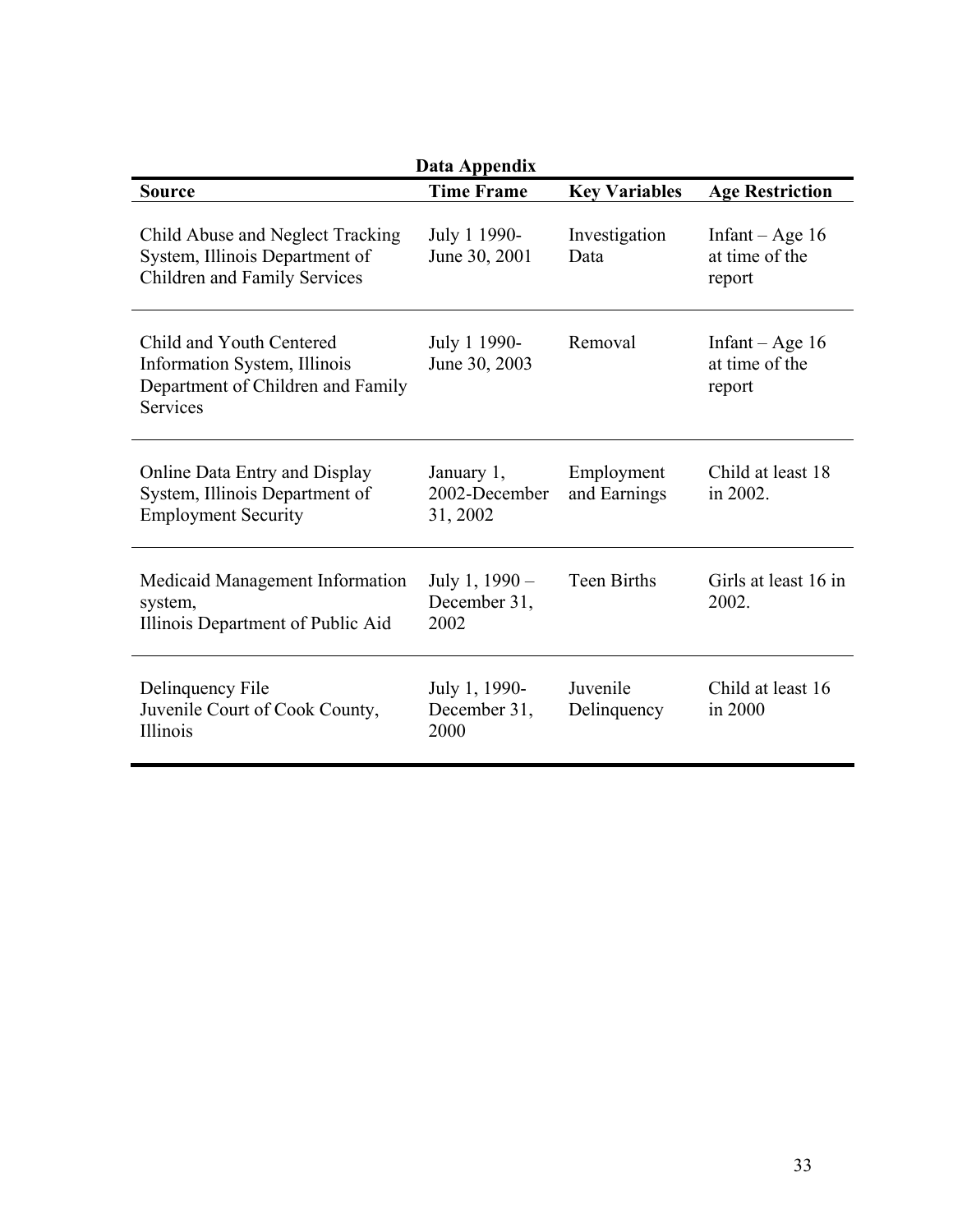**Data Appendix**

| Source | Time Frame | Key Variables | Age Restriction |
|---|---|---|---|
| Child Abuse and Neglect Tracking System, Illinois Department of Children and Family Services | July 1 1990-June 30, 2001 | Investigation Data | Infant – Age 16 at time of the report |
| Child and Youth Centered Information System, Illinois Department of Children and Family Services | July 1 1990-June 30, 2003 | Removal | Infant – Age 16 at time of the report |
| Online Data Entry and Display System, Illinois Department of Employment Security | January 1, 2002-December 31, 2002 | Employment and Earnings | Child at least 18 in 2002. |
| Medicaid Management Information system, Illinois Department of Public Aid | July 1, 1990 – December 31, 2002 | Teen Births | Girls at least 16 in 2002. |
| Delinquency File Juvenile Court of Cook County, Illinois | July 1, 1990-December 31, 2000 | Juvenile Delinquency | Child at least 16 in 2000 |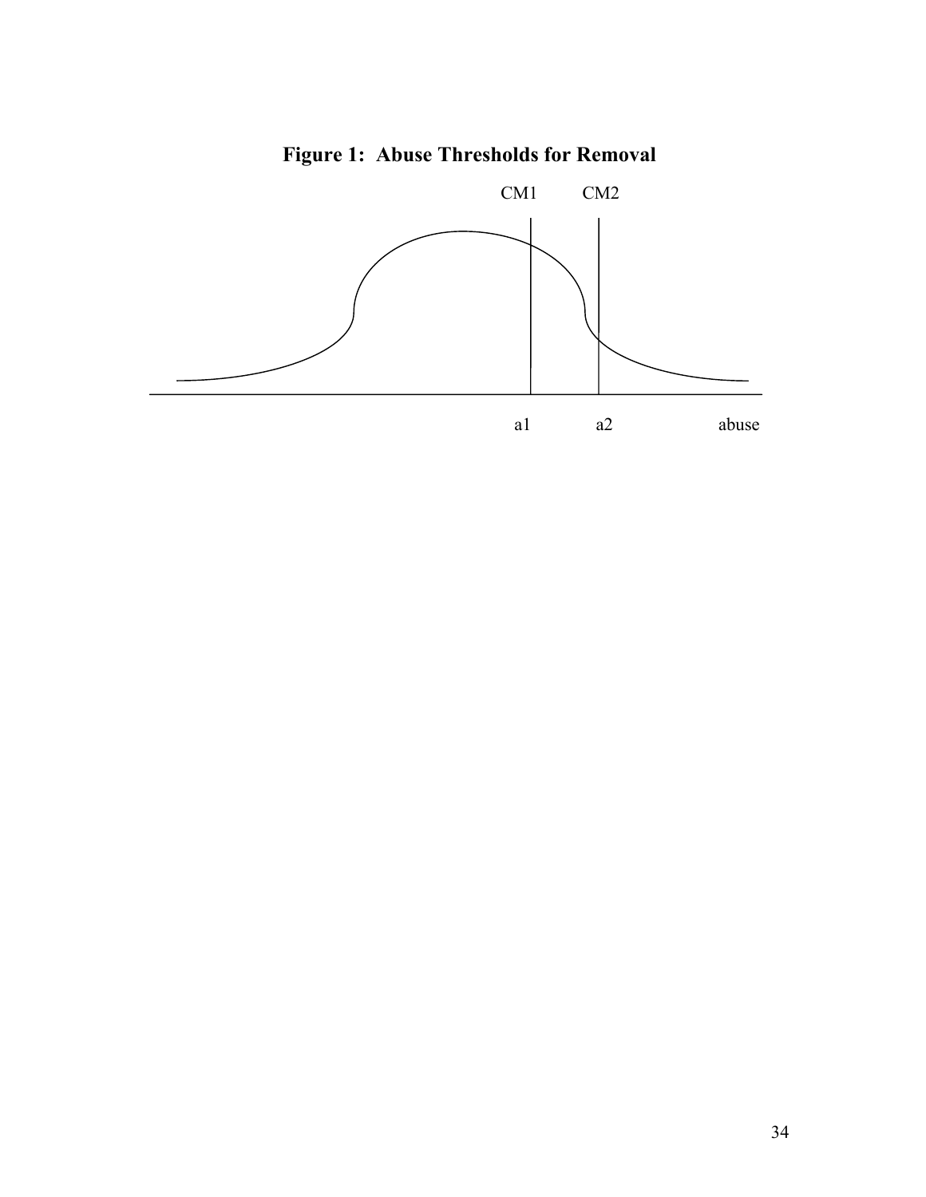**Figure 1: Abuse Thresholds for Removal**

CM1 CM2

a1 a2 abuse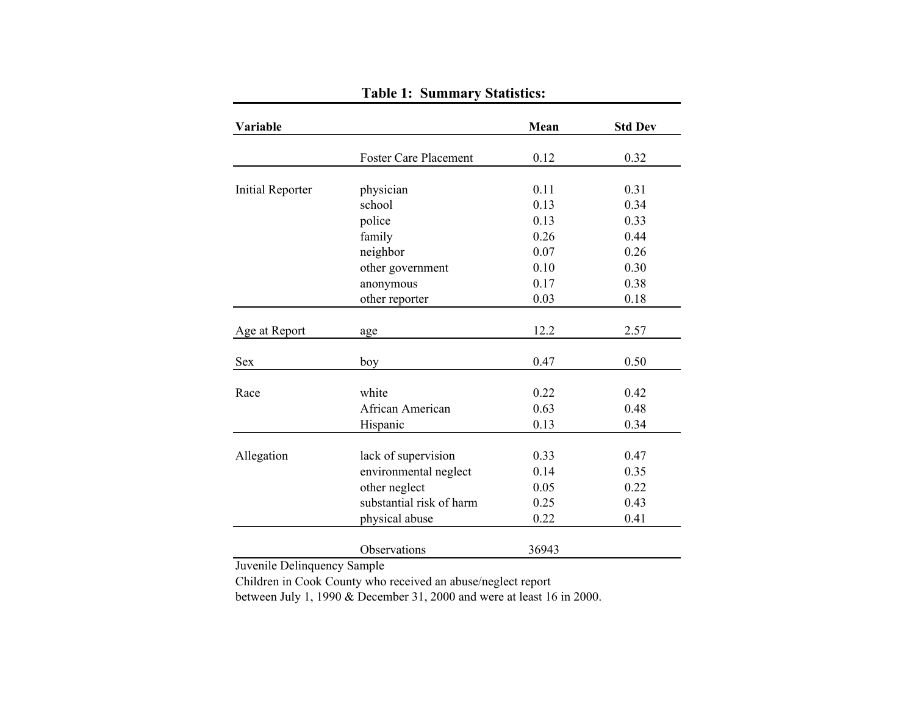**Table 1: Summary Statistics:**

| Variable | | Mean | Std Dev |
|---|---|---|---|
| | Foster Care Placement | 0.12 | 0.32 |
| Initial Reporter | physician | 0.11 | 0.31 |
| | school | 0.13 | 0.34 |
| | police | 0.13 | 0.33 |
| | family | 0.26 | 0.44 |
| | neighbor | 0.07 | 0.26 |
| | other government | 0.10 | 0.30 |
| | anonymous | 0.17 | 0.38 |
| | other reporter | 0.03 | 0.18 |
| Age at Report | age | 12.2 | 2.57 |
| Sex | boy | 0.47 | 0.50 |
| Race | white | 0.22 | 0.42 |
| | African American | 0.63 | 0.48 |
| | Hispanic | 0.13 | 0.34 |
| Allegation | lack of supervision | 0.33 | 0.47 |
| | environmental neglect | 0.14 | 0.35 |
| | other neglect | 0.05 | 0.22 |
| | substantial risk of harm | 0.25 | 0.43 |
| | physical abuse | 0.22 | 0.41 |
| | Observations | 36943 | |

Juvenile Delinquency Sample
Children in Cook County who received an abuse/neglect report
between July 1, 1990 & December 31, 2000 and were at least 16 in 2000.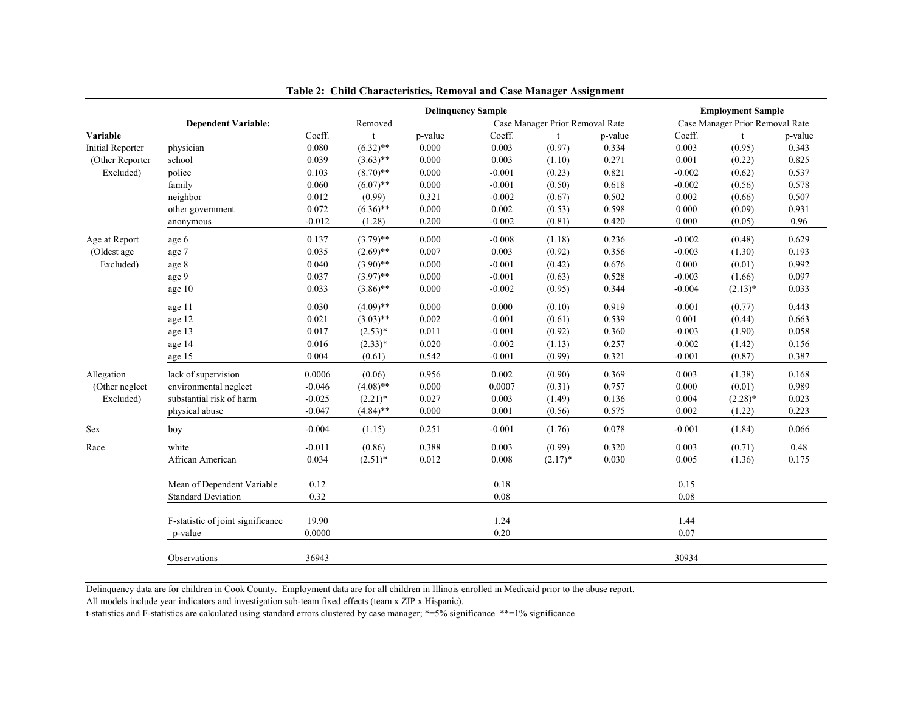**Table 2: Child Characteristics, Removal and Case Manager Assignment**

| | | Delinquency Sample | | | | | | Employment Sample | | |
|---|---|---|---|---|---|---|---|---|---|---|
| | **Dependent Variable:** | Removed | | | Case Manager Prior Removal Rate | | | Case Manager Prior Removal Rate | | |
| **Variable** | | Coeff. | t | p-value | Coeff. | t | p-value | Coeff. | t | p-value |
| Initial Reporter | physician | 0.080 | (6.32)** | 0.000 | 0.003 | (0.97) | 0.334 | 0.003 | (0.95) | 0.343 |
| (Other Reporter | school | 0.039 | (3.63)** | 0.000 | 0.003 | (1.10) | 0.271 | 0.001 | (0.22) | 0.825 |
| Excluded) | police | 0.103 | (8.70)** | 0.000 | -0.001 | (0.23) | 0.821 | -0.002 | (0.62) | 0.537 |
| | family | 0.060 | (6.07)** | 0.000 | -0.001 | (0.50) | 0.618 | -0.002 | (0.56) | 0.578 |
| | neighbor | 0.012 | (0.99) | 0.321 | -0.002 | (0.67) | 0.502 | 0.002 | (0.66) | 0.507 |
| | other government | 0.072 | (6.36)** | 0.000 | 0.002 | (0.53) | 0.598 | 0.000 | (0.09) | 0.931 |
| | anonymous | -0.012 | (1.28) | 0.200 | -0.002 | (0.81) | 0.420 | 0.000 | (0.05) | 0.96 |
| Age at Report | age 6 | 0.137 | (3.79)** | 0.000 | -0.008 | (1.18) | 0.236 | -0.002 | (0.48) | 0.629 |
| (Oldest age | age 7 | 0.035 | (2.69)** | 0.007 | 0.003 | (0.92) | 0.356 | -0.003 | (1.30) | 0.193 |
| Excluded) | age 8 | 0.040 | (3.90)** | 0.000 | -0.001 | (0.42) | 0.676 | 0.000 | (0.01) | 0.992 |
| | age 9 | 0.037 | (3.97)** | 0.000 | -0.001 | (0.63) | 0.528 | -0.003 | (1.66) | 0.097 |
| | age 10 | 0.033 | (3.86)** | 0.000 | -0.002 | (0.95) | 0.344 | -0.004 | (2.13)* | 0.033 |
| | age 11 | 0.030 | (4.09)** | 0.000 | 0.000 | (0.10) | 0.919 | -0.001 | (0.77) | 0.443 |
| | age 12 | 0.021 | (3.03)** | 0.002 | -0.001 | (0.61) | 0.539 | 0.001 | (0.44) | 0.663 |
| | age 13 | 0.017 | (2.53)* | 0.011 | -0.001 | (0.92) | 0.360 | -0.003 | (1.90) | 0.058 |
| | age 14 | 0.016 | (2.33)* | 0.020 | -0.002 | (1.13) | 0.257 | -0.002 | (1.42) | 0.156 |
| | age 15 | 0.004 | (0.61) | 0.542 | -0.001 | (0.99) | 0.321 | -0.001 | (0.87) | 0.387 |
| Allegation | lack of supervision | 0.0006 | (0.06) | 0.956 | 0.002 | (0.90) | 0.369 | 0.003 | (1.38) | 0.168 |
| (Other neglect | environmental neglect | -0.046 | (4.08)** | 0.000 | 0.0007 | (0.31) | 0.757 | 0.000 | (0.01) | 0.989 |
| Excluded) | substantial risk of harm | -0.025 | (2.21)* | 0.027 | 0.003 | (1.49) | 0.136 | 0.004 | (2.28)* | 0.023 |
| | physical abuse | -0.047 | (4.84)** | 0.000 | 0.001 | (0.56) | 0.575 | 0.002 | (1.22) | 0.223 |
| Sex | boy | -0.004 | (1.15) | 0.251 | -0.001 | (1.76) | 0.078 | -0.001 | (1.84) | 0.066 |
| Race | white | -0.011 | (0.86) | 0.388 | 0.003 | (0.99) | 0.320 | 0.003 | (0.71) | 0.48 |
| | African American | 0.034 | (2.51)* | 0.012 | 0.008 | (2.17)* | 0.030 | 0.005 | (1.36) | 0.175 |
| | Mean of Dependent Variable | 0.12 | | | 0.18 | | | 0.15 | | |
| | Standard Deviation | 0.32 | | | 0.08 | | | 0.08 | | |
| | F-statistic of joint significance | 19.90 | | | 1.24 | | | 1.44 | | |
| | p-value | 0.0000 | | | 0.20 | | | 0.07 | | |
| | Observations | 36943 | | | | | | 30934 | | |

Delinquency data are for children in Cook County. Employment data are for all children in Illinois enrolled in Medicaid prior to the abuse report.
All models include year indicators and investigation sub-team fixed effects (team x ZIP x Hispanic).
t-statistics and F-statistics are calculated using standard errors clustered by case manager; *=5% significance **=1% significance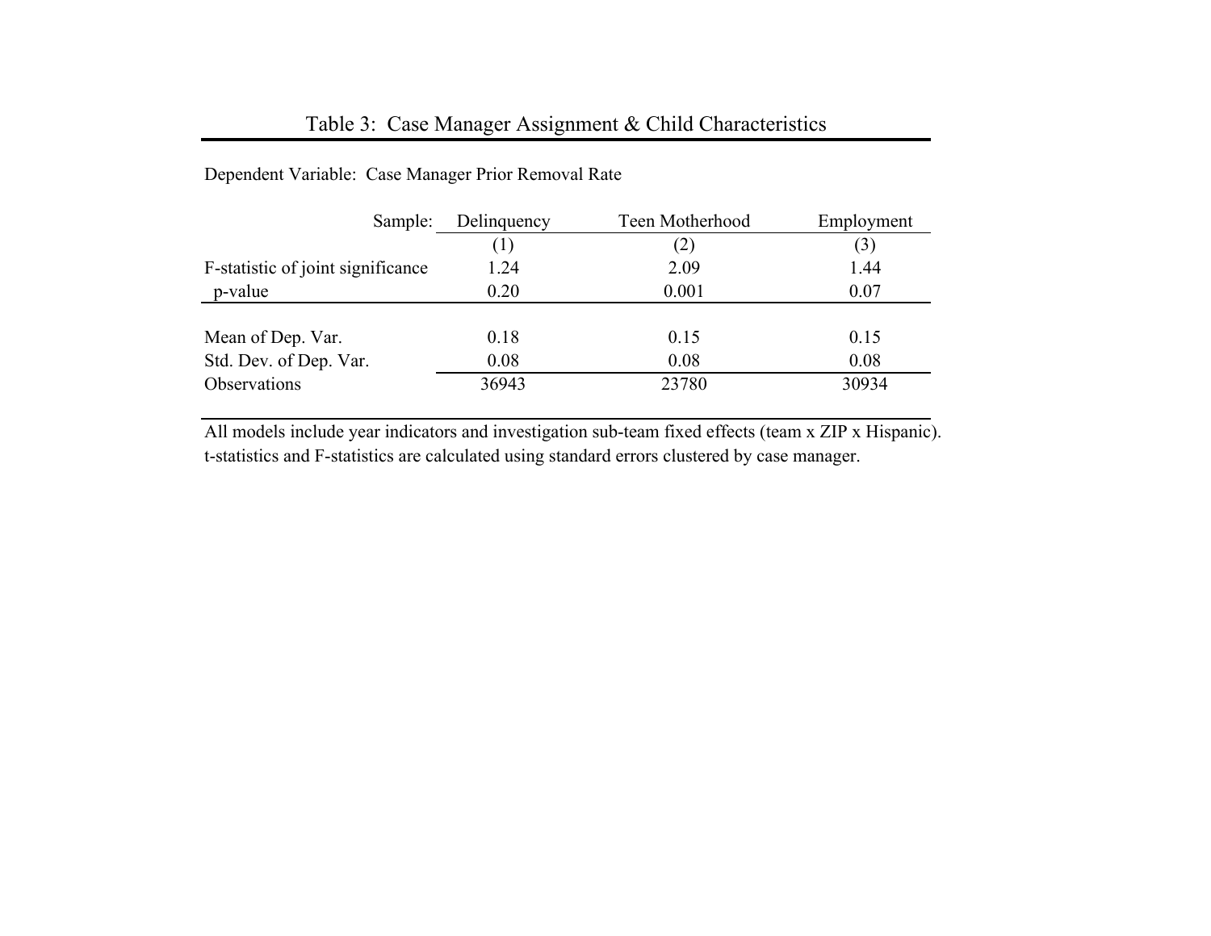# Table 3: Case Manager Assignment & Child Characteristics

Dependent Variable: Case Manager Prior Removal Rate

| Sample: | Delinquency | Teen Motherhood | Employment |
|---|---|---|---|
| | (1) | (2) | (3) |
| F-statistic of joint significance | 1.24 | 2.09 | 1.44 |
| p-value | 0.20 | 0.001 | 0.07 |
| Mean of Dep. Var. | 0.18 | 0.15 | 0.15 |
| Std. Dev. of Dep. Var. | 0.08 | 0.08 | 0.08 |
| Observations | 36943 | 23780 | 30934 |

All models include year indicators and investigation sub-team fixed effects (team x ZIP x Hispanic).
t-statistics and F-statistics are calculated using standard errors clustered by case manager.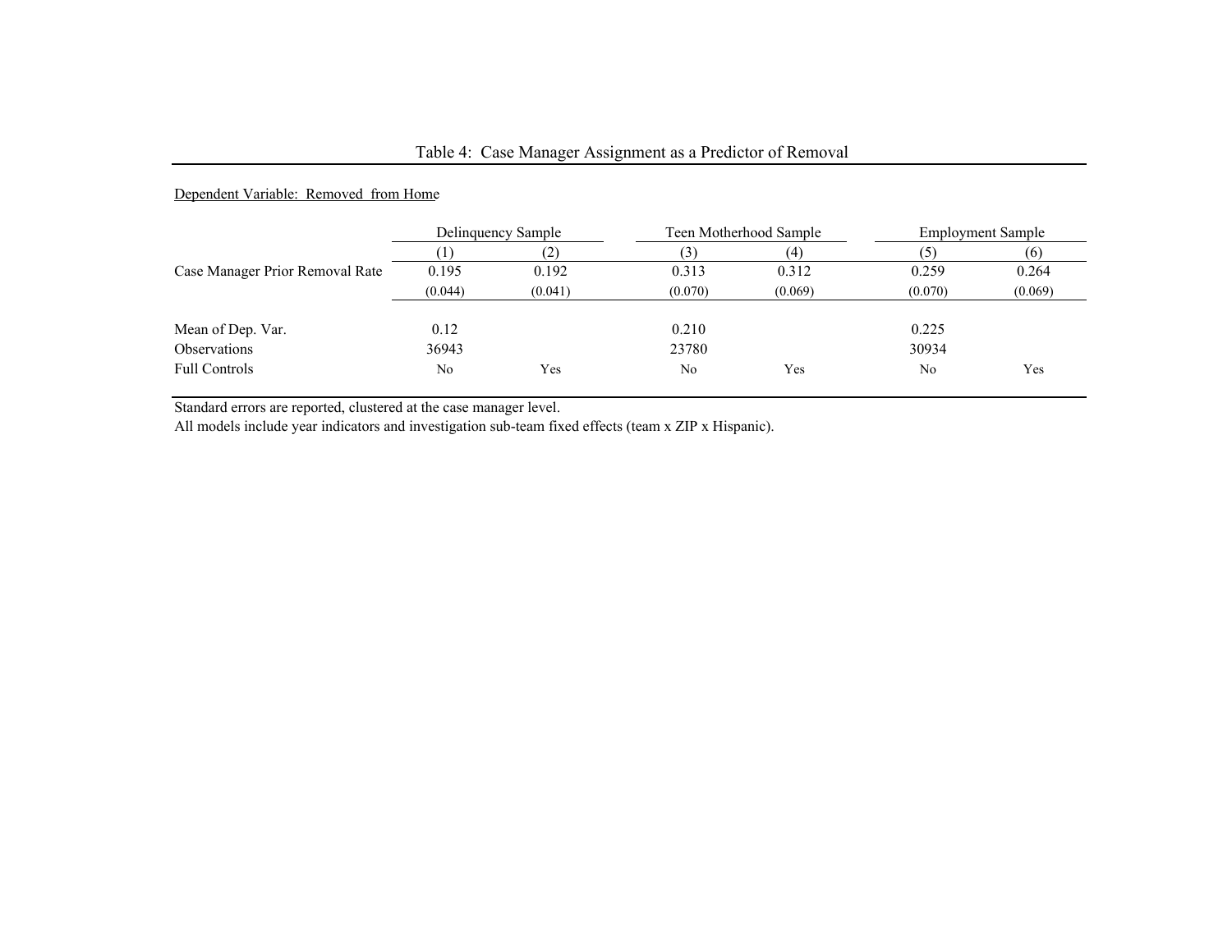Table 4: Case Manager Assignment as a Predictor of Removal

Dependent Variable: Removed from Home

| | Delinquency Sample | | Teen Motherhood Sample | | Employment Sample | |
|---|---|---|---|---|---|---|
| | (1) | (2) | (3) | (4) | (5) | (6) |
| Case Manager Prior Removal Rate | 0.195 | 0.192 | 0.313 | 0.312 | 0.259 | 0.264 |
| | (0.044) | (0.041) | (0.070) | (0.069) | (0.070) | (0.069) |
| Mean of Dep. Var. | 0.12 | | 0.210 | | 0.225 | |
| Observations | 36943 | | 23780 | | 30934 | |
| Full Controls | No | Yes | No | Yes | No | Yes |

Standard errors are reported, clustered at the case manager level.
All models include year indicators and investigation sub-team fixed effects (team x ZIP x Hispanic).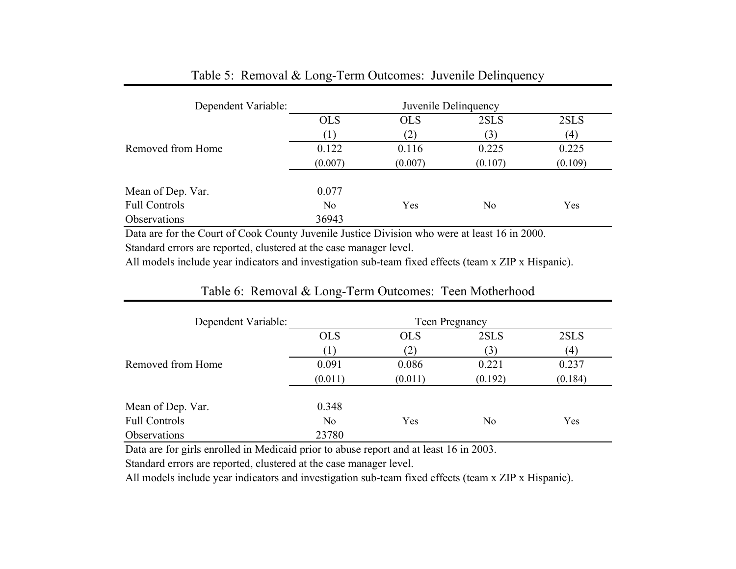Table 5: Removal & Long-Term Outcomes: Juvenile Delinquency

| Dependent Variable: | Juvenile Delinquency | | | |
|---|---|---|---|---|
| | OLS | OLS | 2SLS | 2SLS |
| | (1) | (2) | (3) | (4) |
| Removed from Home | 0.122 | 0.116 | 0.225 | 0.225 |
| | (0.007) | (0.007) | (0.107) | (0.109) |
| Mean of Dep. Var. | 0.077 | | | |
| Full Controls | No | Yes | No | Yes |
| Observations | 36943 | | | |

Data are for the Court of Cook County Juvenile Justice Division who were at least 16 in 2000.
Standard errors are reported, clustered at the case manager level.
All models include year indicators and investigation sub-team fixed effects (team x ZIP x Hispanic).

Table 6: Removal & Long-Term Outcomes: Teen Motherhood

| Dependent Variable: | Teen Pregnancy | | | |
|---|---|---|---|---|
| | OLS | OLS | 2SLS | 2SLS |
| | (1) | (2) | (3) | (4) |
| Removed from Home | 0.091 | 0.086 | 0.221 | 0.237 |
| | (0.011) | (0.011) | (0.192) | (0.184) |
| Mean of Dep. Var. | 0.348 | | | |
| Full Controls | No | Yes | No | Yes |
| Observations | 23780 | | | |

Data are for girls enrolled in Medicaid prior to abuse report and at least 16 in 2003.
Standard errors are reported, clustered at the case manager level.
All models include year indicators and investigation sub-team fixed effects (team x ZIP x Hispanic).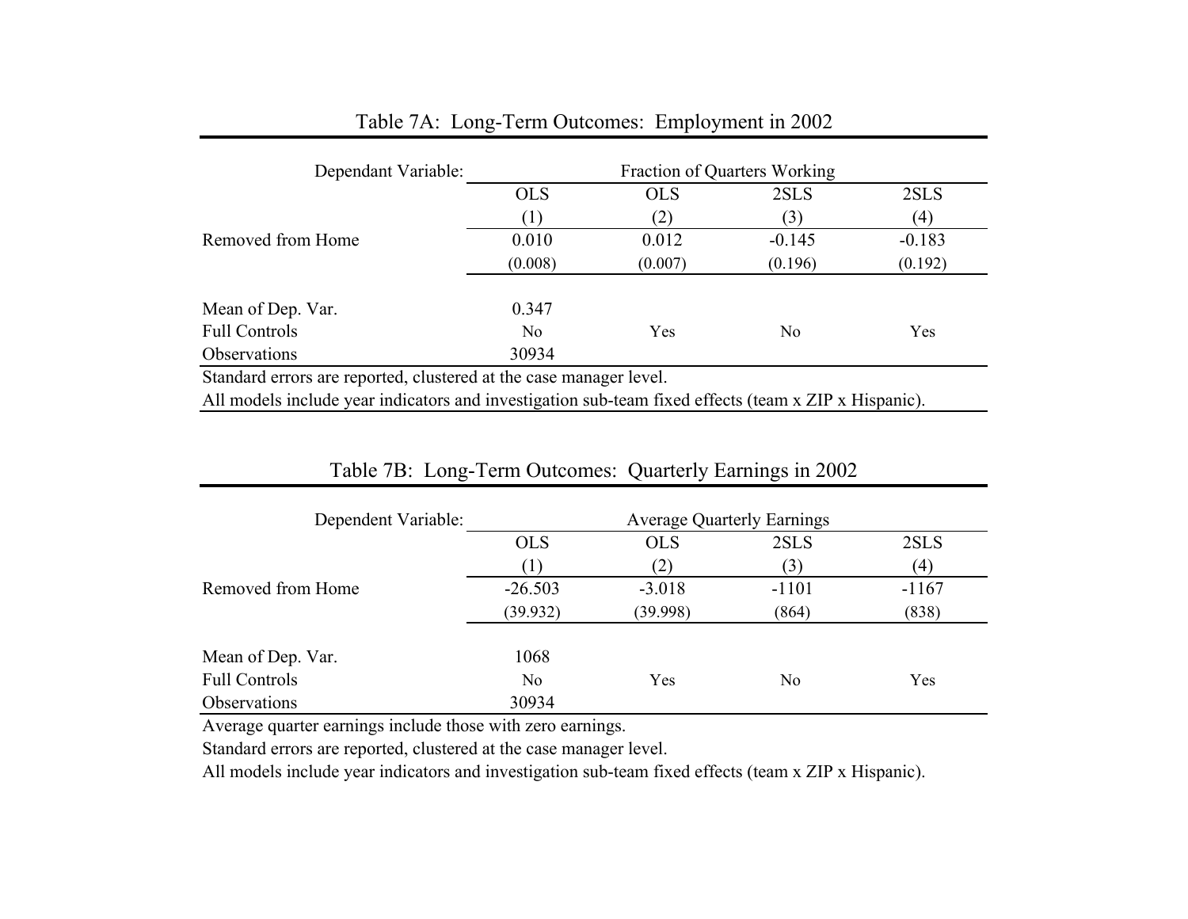## Table 7A: Long-Term Outcomes: Employment in 2002

| Dependant Variable: | Fraction of Quarters Working | | | |
|---|---|---|---|---|
| | OLS | OLS | 2SLS | 2SLS |
| | (1) | (2) | (3) | (4) |
| Removed from Home | 0.010 | 0.012 | -0.145 | -0.183 |
| | (0.008) | (0.007) | (0.196) | (0.192) |
| Mean of Dep. Var. | 0.347 | | | |
| Full Controls | No | Yes | No | Yes |
| Observations | 30934 | | | |

Standard errors are reported, clustered at the case manager level.

All models include year indicators and investigation sub-team fixed effects (team x ZIP x Hispanic).

## Table 7B: Long-Term Outcomes: Quarterly Earnings in 2002

| Dependent Variable: | Average Quarterly Earnings | | | |
|---|---|---|---|---|
| | OLS | OLS | 2SLS | 2SLS |
| | (1) | (2) | (3) | (4) |
| Removed from Home | -26.503 | -3.018 | -1101 | -1167 |
| | (39.932) | (39.998) | (864) | (838) |
| Mean of Dep. Var. | 1068 | | | |
| Full Controls | No | Yes | No | Yes |
| Observations | 30934 | | | |

Average quarter earnings include those with zero earnings.

Standard errors are reported, clustered at the case manager level.

All models include year indicators and investigation sub-team fixed effects (team x ZIP x Hispanic).